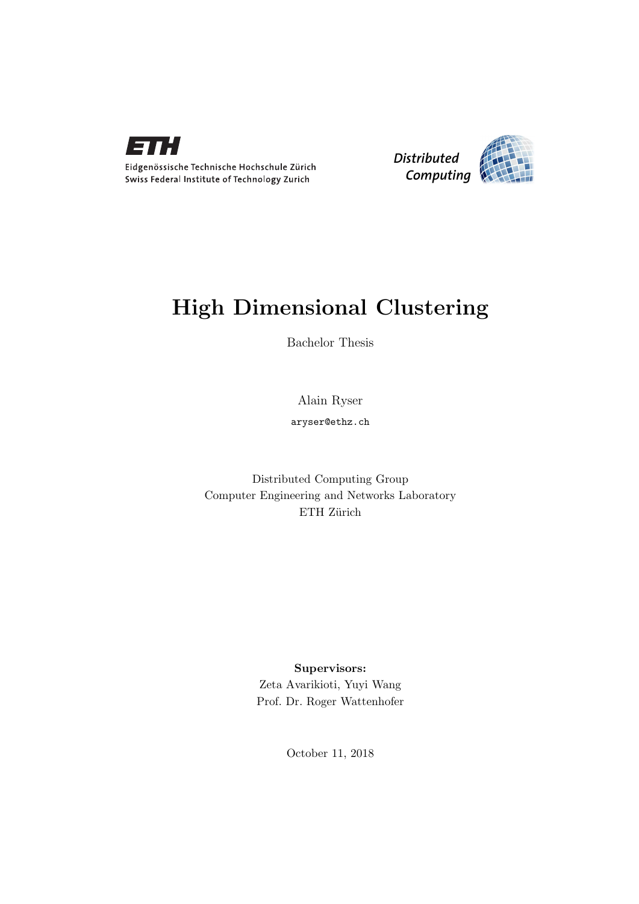Eidgenössische Technische Hochschule Zürich
Swiss Federal Institute of Technology Zurich

Distributed Computing

# High Dimensional Clustering

Bachelor Thesis

Alain Ryser

aryser@ethz.ch

Distributed Computing Group
Computer Engineering and Networks Laboratory
ETH Zürich

**Supervisors:**
Zeta Avarikioti, Yuyi Wang
Prof. Dr. Roger Wattenhofer

October 11, 2018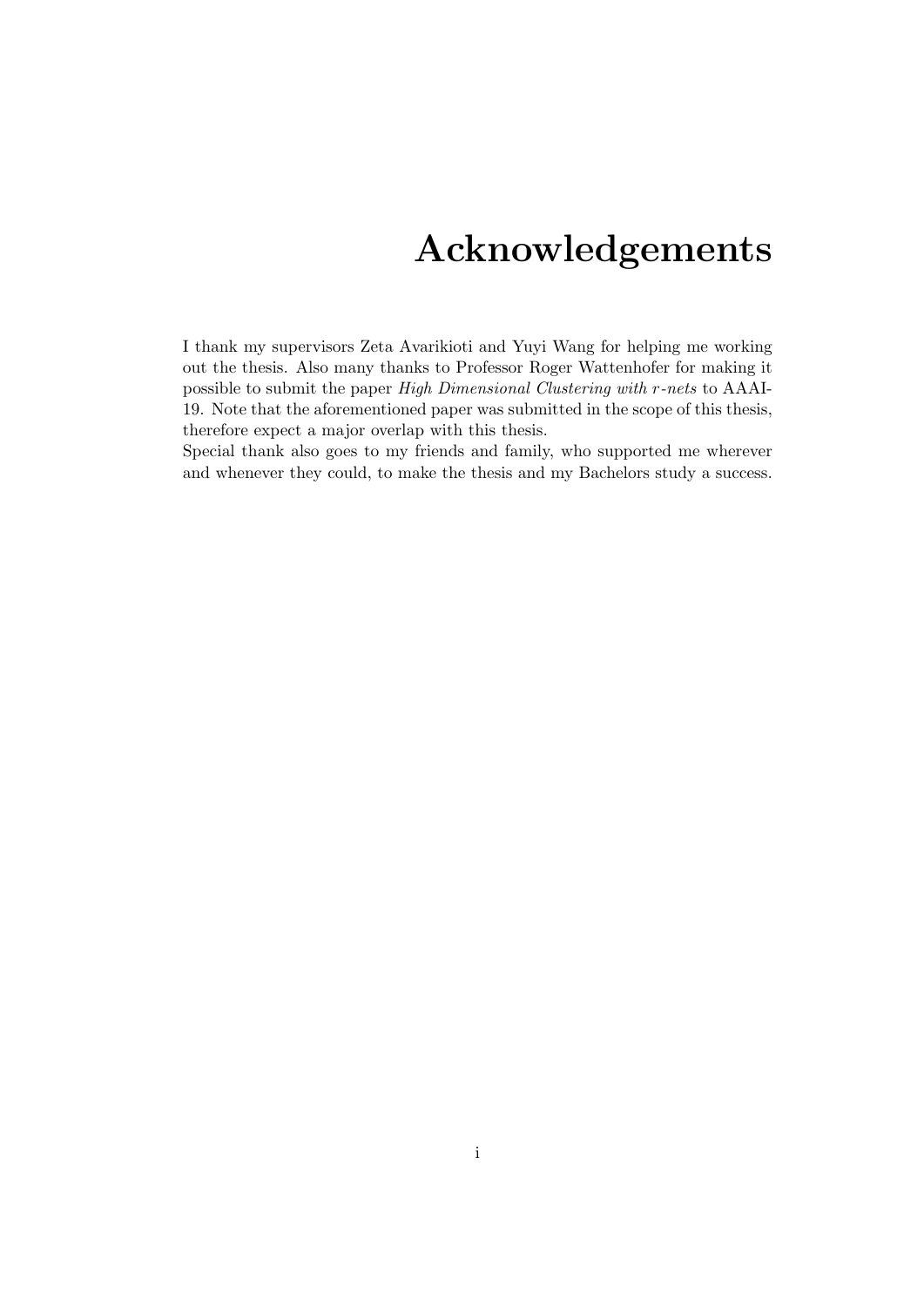# Acknowledgements

I thank my supervisors Zeta Avarikioti and Yuyi Wang for helping me working out the thesis. Also many thanks to Professor Roger Wattenhofer for making it possible to submit the paper *High Dimensional Clustering with $r$-nets* to AAAI-19. Note that the aforementioned paper was submitted in the scope of this thesis, therefore expect a major overlap with this thesis.
Special thank also goes to my friends and family, who supported me wherever and whenever they could, to make the thesis and my Bachelors study a success.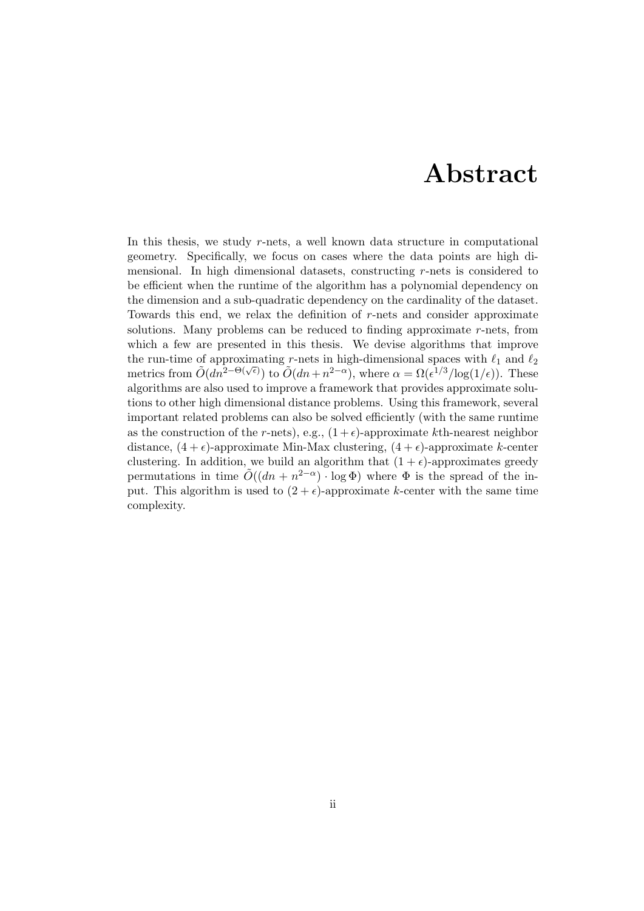# Abstract

In this thesis, we study $r$-nets, a well known data structure in computational geometry. Specifically, we focus on cases where the data points are high dimensional. In high dimensional datasets, constructing $r$-nets is considered to be efficient when the runtime of the algorithm has a polynomial dependency on the dimension and a sub-quadratic dependency on the cardinality of the dataset. Towards this end, we relax the definition of $r$-nets and consider approximate solutions. Many problems can be reduced to finding approximate $r$-nets, from which a few are presented in this thesis. We devise algorithms that improve the run-time of approximating $r$-nets in high-dimensional spaces with $\ell_1$ and $\ell_2$ metrics from $\tilde{O}(dn^{2-\Theta(\sqrt{\epsilon})})$ to $\tilde{O}(dn + n^{2-\alpha})$, where $\alpha = \Omega(\epsilon^{1/3}/\log(1/\epsilon))$. These algorithms are also used to improve a framework that provides approximate solutions to other high dimensional distance problems. Using this framework, several important related problems can also be solved efficiently (with the same runtime as the construction of the $r$-nets), e.g., $(1+\epsilon)$-approximate $k$th-nearest neighbor distance, $(4+\epsilon)$-approximate Min-Max clustering, $(4+\epsilon)$-approximate $k$-center clustering. In addition, we build an algorithm that $(1+\epsilon)$-approximates greedy permutations in time $\tilde{O}((dn + n^{2-\alpha}) \cdot \log \Phi)$ where $\Phi$ is the spread of the input. This algorithm is used to $(2+\epsilon)$-approximate $k$-center with the same time complexity.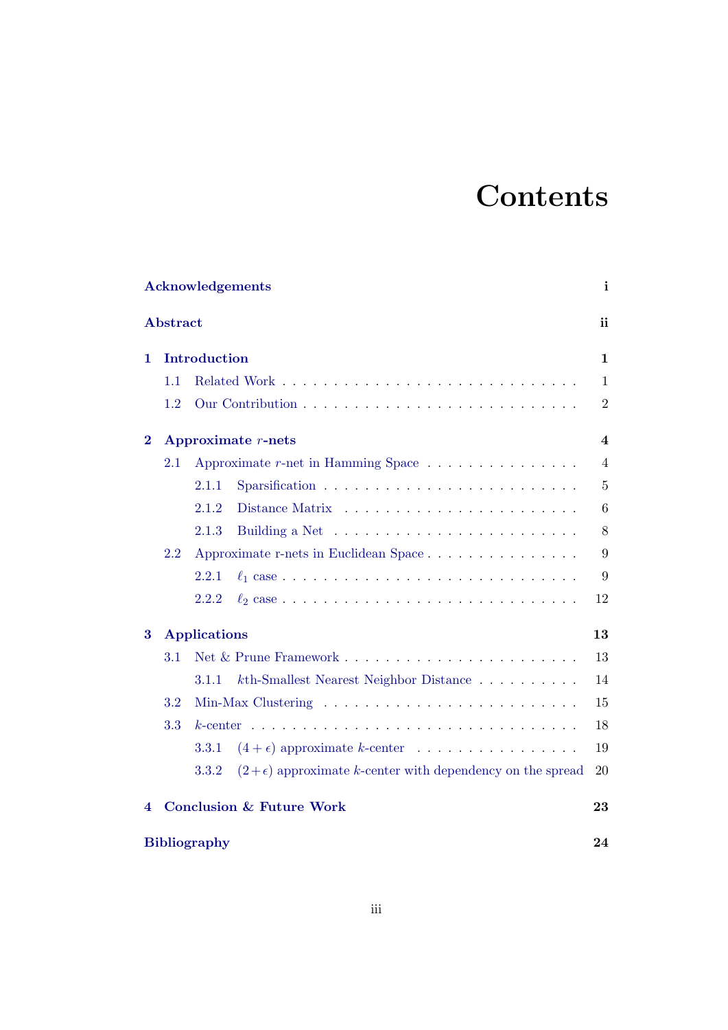# Contents

| | |
|---|---|
| **Acknowledgements** | **i** |
| **Abstract** | **ii** |
| **1 Introduction** | **1** |
| 1.1 Related Work | 1 |
| 1.2 Our Contribution | 2 |
| **2 Approximate $r$-nets** | **4** |
| 2.1 Approximate $r$-net in Hamming Space | 4 |
| 2.1.1 Sparsification | 5 |
| 2.1.2 Distance Matrix | 6 |
| 2.1.3 Building a Net | 8 |
| 2.2 Approximate r-nets in Euclidean Space | 9 |
| 2.2.1 $\ell_1$ case | 9 |
| 2.2.2 $\ell_2$ case | 12 |
| **3 Applications** | **13** |
| 3.1 Net & Prune Framework | 13 |
| 3.1.1 $k$th-Smallest Nearest Neighbor Distance | 14 |
| 3.2 Min-Max Clustering | 15 |
| 3.3 $k$-center | 18 |
| 3.3.1 $(4+\epsilon)$ approximate $k$-center | 19 |
| 3.3.2 $(2+\epsilon)$ approximate $k$-center with dependency on the spread | 20 |
| **4 Conclusion & Future Work** | **23** |
| **Bibliography** | **24** |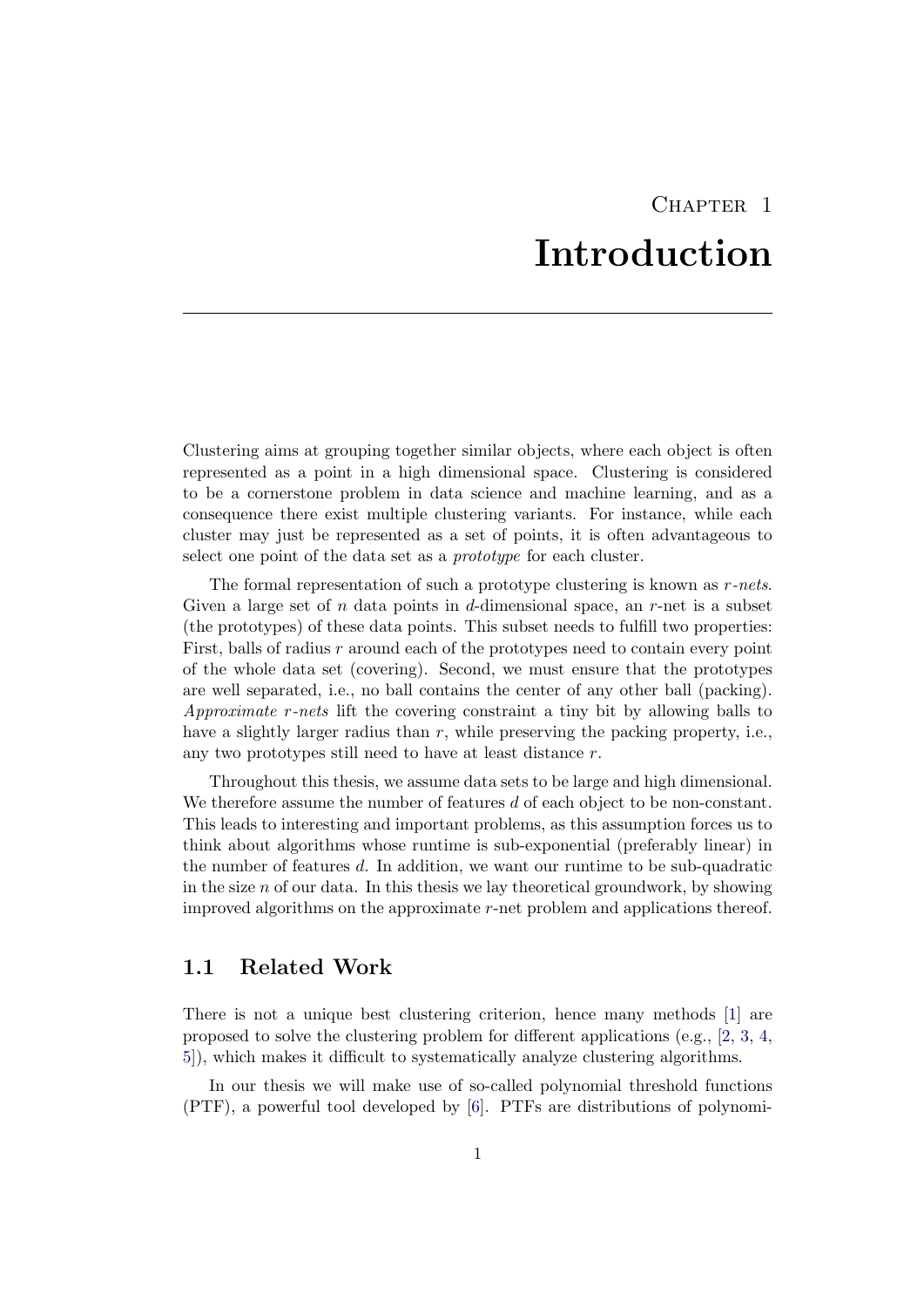# Chapter 1
# Introduction

Clustering aims at grouping together similar objects, where each object is often represented as a point in a high dimensional space. Clustering is considered to be a cornerstone problem in data science and machine learning, and as a consequence there exist multiple clustering variants. For instance, while each cluster may just be represented as a set of points, it is often advantageous to select one point of the data set as a *prototype* for each cluster.

The formal representation of such a prototype clustering is known as *$r$-nets*. Given a large set of $n$ data points in $d$-dimensional space, an $r$-net is a subset (the prototypes) of these data points. This subset needs to fulfill two properties: First, balls of radius $r$ around each of the prototypes need to contain every point of the whole data set (covering). Second, we must ensure that the prototypes are well separated, i.e., no ball contains the center of any other ball (packing). *Approximate $r$-nets* lift the covering constraint a tiny bit by allowing balls to have a slightly larger radius than $r$, while preserving the packing property, i.e., any two prototypes still need to have at least distance $r$.

Throughout this thesis, we assume data sets to be large and high dimensional. We therefore assume the number of features $d$ of each object to be non-constant. This leads to interesting and important problems, as this assumption forces us to think about algorithms whose runtime is sub-exponential (preferably linear) in the number of features $d$. In addition, we want our runtime to be sub-quadratic in the size $n$ of our data. In this thesis we lay theoretical groundwork, by showing improved algorithms on the approximate $r$-net problem and applications thereof.

## 1.1 Related Work

There is not a unique best clustering criterion, hence many methods [1] are proposed to solve the clustering problem for different applications (e.g., [2, 3, 4, 5]), which makes it difficult to systematically analyze clustering algorithms.

In our thesis we will make use of so-called polynomial threshold functions (PTF), a powerful tool developed by [6]. PTFs are distributions of polynomi-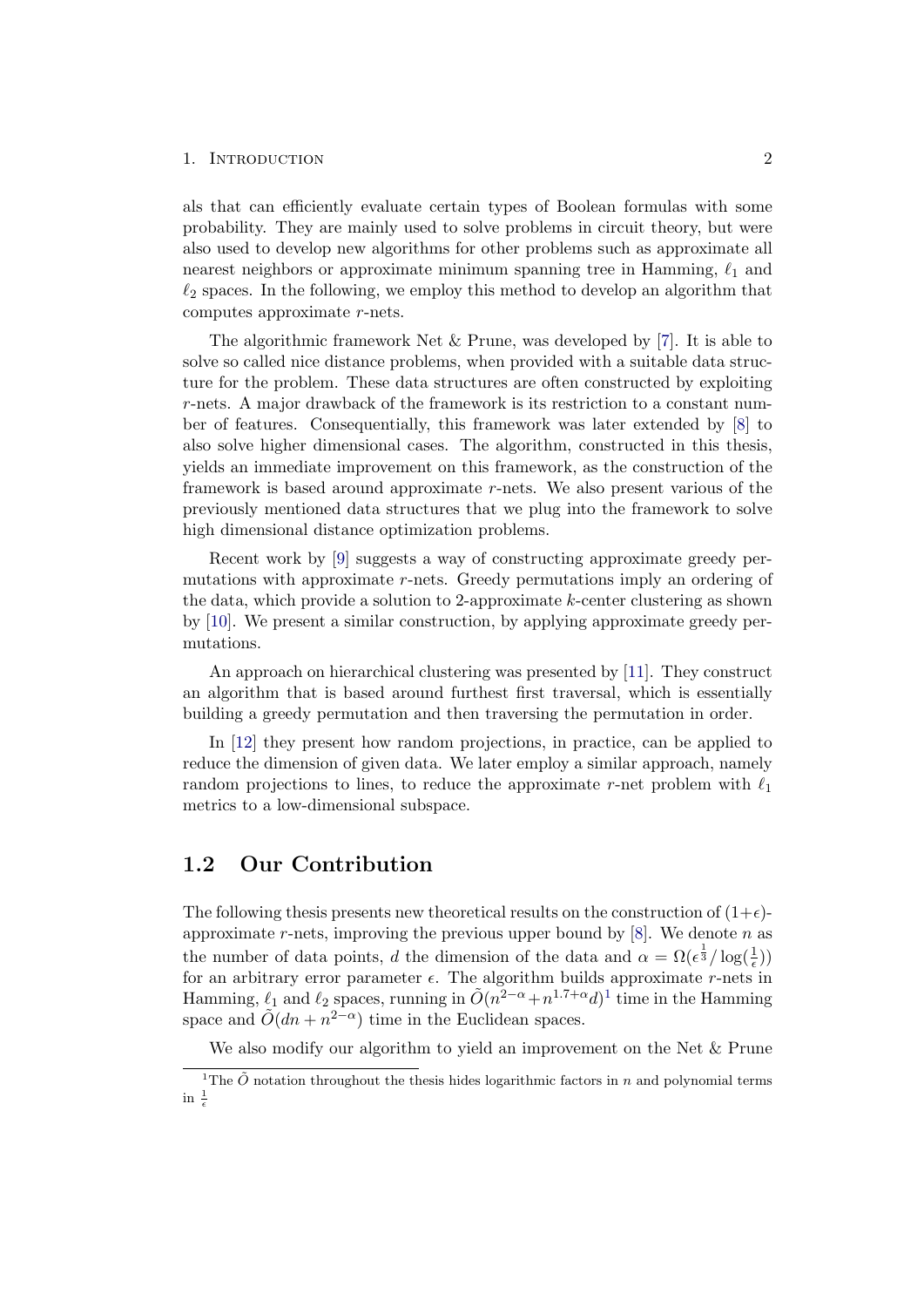als that can efficiently evaluate certain types of Boolean formulas with some probability. They are mainly used to solve problems in circuit theory, but were also used to develop new algorithms for other problems such as approximate all nearest neighbors or approximate minimum spanning tree in Hamming, $\ell_1$ and $\ell_2$ spaces. In the following, we employ this method to develop an algorithm that computes approximate $r$-nets.

The algorithmic framework Net & Prune, was developed by [7]. It is able to solve so called nice distance problems, when provided with a suitable data structure for the problem. These data structures are often constructed by exploiting $r$-nets. A major drawback of the framework is its restriction to a constant number of features. Consequentially, this framework was later extended by [8] to also solve higher dimensional cases. The algorithm, constructed in this thesis, yields an immediate improvement on this framework, as the construction of the framework is based around approximate $r$-nets. We also present various of the previously mentioned data structures that we plug into the framework to solve high dimensional distance optimization problems.

Recent work by [9] suggests a way of constructing approximate greedy permutations with approximate $r$-nets. Greedy permutations imply an ordering of the data, which provide a solution to 2-approximate $k$-center clustering as shown by [10]. We present a similar construction, by applying approximate greedy permutations.

An approach on hierarchical clustering was presented by [11]. They construct an algorithm that is based around furthest first traversal, which is essentially building a greedy permutation and then traversing the permutation in order.

In [12] they present how random projections, in practice, can be applied to reduce the dimension of given data. We later employ a similar approach, namely random projections to lines, to reduce the approximate $r$-net problem with $\ell_1$ metrics to a low-dimensional subspace.

## 1.2 Our Contribution

The following thesis presents new theoretical results on the construction of $(1+\epsilon)$-approximate $r$-nets, improving the previous upper bound by [8]. We denote $n$ as the number of data points, $d$ the dimension of the data and $\alpha = \Omega(\epsilon^{\frac{1}{3}}/\log(\frac{1}{\epsilon}))$ for an arbitrary error parameter $\epsilon$. The algorithm builds approximate $r$-nets in Hamming, $\ell_1$ and $\ell_2$ spaces, running in $\tilde{O}(n^{2-\alpha}+n^{1.7+\alpha}d)$[1] time in the Hamming space and $\tilde{O}(dn + n^{2-\alpha})$ time in the Euclidean spaces.

We also modify our algorithm to yield an improvement on the Net & Prune

[1] The $\tilde{O}$ notation throughout the thesis hides logarithmic factors in $n$ and polynomial terms in $\frac{1}{\epsilon}$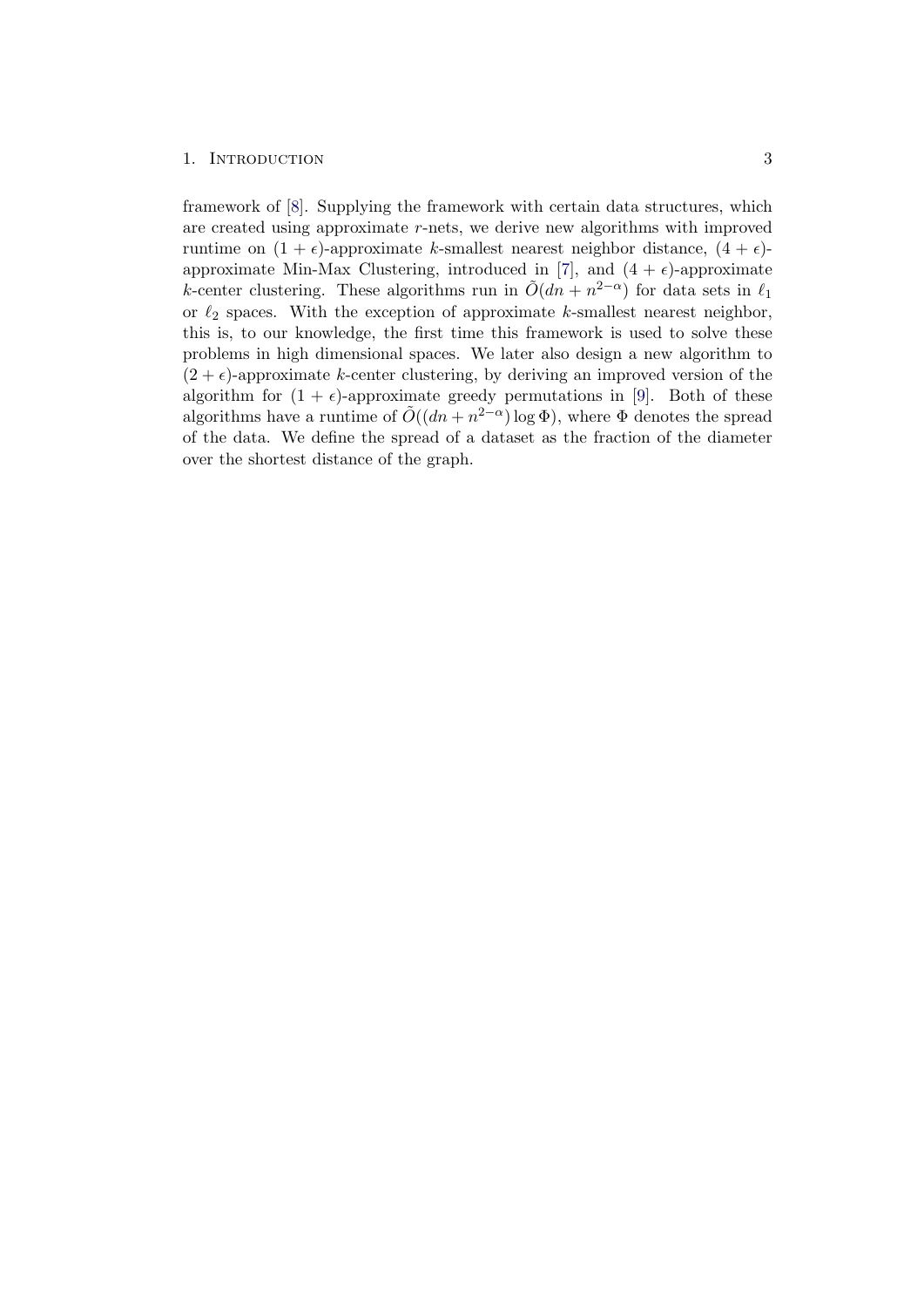framework of [8]. Supplying the framework with certain data structures, which are created using approximate $r$-nets, we derive new algorithms with improved runtime on $(1+\epsilon)$-approximate $k$-smallest nearest neighbor distance, $(4+\epsilon)$-approximate Min-Max Clustering, introduced in [7], and $(4+\epsilon)$-approximate $k$-center clustering. These algorithms run in $\tilde{O}(dn + n^{2-\alpha})$ for data sets in $\ell_1$ or $\ell_2$ spaces. With the exception of approximate $k$-smallest nearest neighbor, this is, to our knowledge, the first time this framework is used to solve these problems in high dimensional spaces. We later also design a new algorithm to $(2+\epsilon)$-approximate $k$-center clustering, by deriving an improved version of the algorithm for $(1+\epsilon)$-approximate greedy permutations in [9]. Both of these algorithms have a runtime of $\tilde{O}((dn + n^{2-\alpha})\log \Phi)$, where $\Phi$ denotes the spread of the data. We define the spread of a dataset as the fraction of the diameter over the shortest distance of the graph.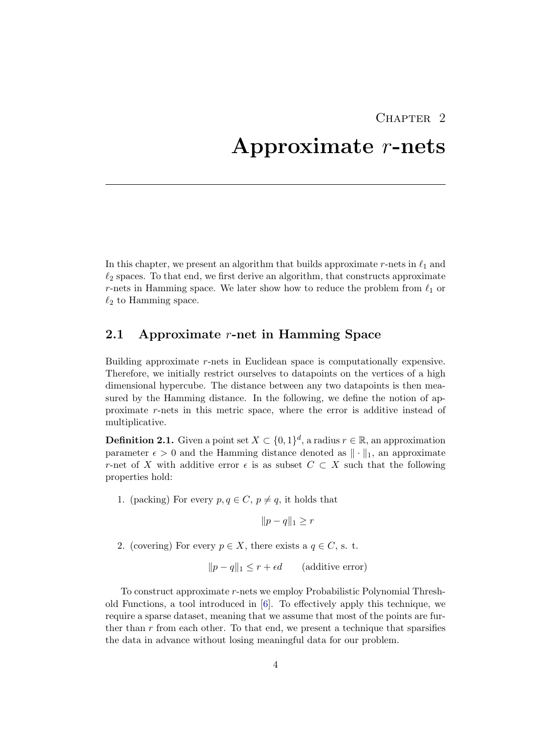# Chapter 2

# Approximate $r$-nets

In this chapter, we present an algorithm that builds approximate $r$-nets in $\ell_1$ and $\ell_2$ spaces. To that end, we first derive an algorithm, that constructs approximate $r$-nets in Hamming space. We later show how to reduce the problem from $\ell_1$ or $\ell_2$ to Hamming space.

## 2.1 Approximate $r$-net in Hamming Space

Building approximate $r$-nets in Euclidean space is computationally expensive. Therefore, we initially restrict ourselves to datapoints on the vertices of a high dimensional hypercube. The distance between any two datapoints is then measured by the Hamming distance. In the following, we define the notion of approximate $r$-nets in this metric space, where the error is additive instead of multiplicative.

**Definition 2.1.** Given a point set $X \subset \{0,1\}^d$, a radius $r \in \mathbb{R}$, an approximation parameter $\epsilon > 0$ and the Hamming distance denoted as $\| \cdot \|_1$, an approximate $r$-net of $X$ with additive error $\epsilon$ is as subset $C \subset X$ such that the following properties hold:

1. (packing) For every $p, q \in C$, $p \neq q$, it holds that

$$\|p - q\|_1 \geq r$$

2. (covering) For every $p \in X$, there exists a $q \in C$, s. t.

$$\|p - q\|_1 \leq r + \epsilon d \qquad \text{(additive error)}$$

To construct approximate $r$-nets we employ Probabilistic Polynomial Threshold Functions, a tool introduced in [6]. To effectively apply this technique, we require a sparse dataset, meaning that we assume that most of the points are further than $r$ from each other. To that end, we present a technique that sparsifies the data in advance without losing meaningful data for our problem.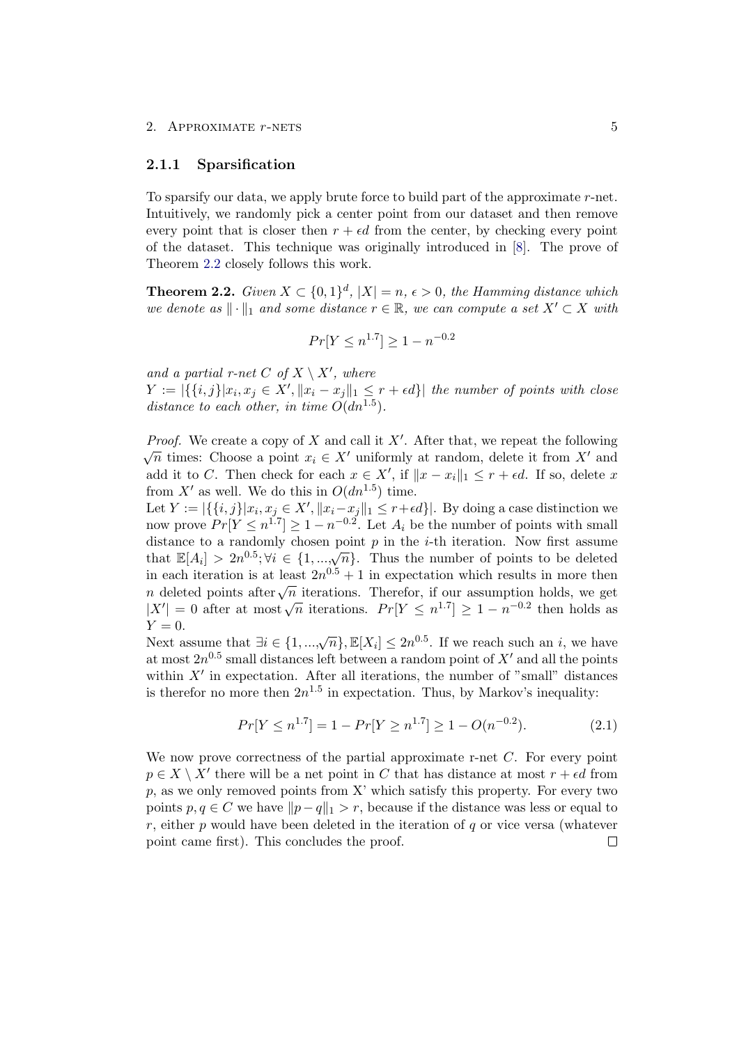### 2.1.1 Sparsification

To sparsify our data, we apply brute force to build part of the approximate $r$-net. Intuitively, we randomly pick a center point from our dataset and then remove every point that is closer then $r + \epsilon d$ from the center, by checking every point of the dataset. This technique was originally introduced in [8]. The prove of Theorem 2.2 closely follows this work.

**Theorem 2.2.** *Given $X \subset \{0,1\}^d$, $|X| = n$, $\epsilon > 0$, the Hamming distance which we denote as $\|\cdot\|_1$ and some distance $r \in \mathbb{R}$, we can compute a set $X' \subset X$ with*

$$Pr[Y \leq n^{1.7}] \geq 1 - n^{-0.2}$$

*and a partial $r$-net $C$ of $X \setminus X'$, where*
*$Y := |\{\{i,j\}|x_i, x_j \in X', \|x_i - x_j\|_1 \leq r + \epsilon d\}|$ the number of points with close distance to each other, in time $O(dn^{1.5})$.*

*Proof.* We create a copy of $X$ and call it $X'$. After that, we repeat the following $\sqrt{n}$ times: Choose a point $x_i \in X'$ uniformly at random, delete it from $X'$ and add it to $C$. Then check for each $x \in X'$, if $\|x - x_i\|_1 \leq r + \epsilon d$. If so, delete $x$ from $X'$ as well. We do this in $O(dn^{1.5})$ time.
Let $Y := |\{\{i,j\}|x_i, x_j \in X', \|x_i - x_j\|_1 \leq r + \epsilon d\}|$. By doing a case distinction we now prove $Pr[Y \leq n^{1.7}] \geq 1 - n^{-0.2}$. Let $A_i$ be the number of points with small distance to a randomly chosen point $p$ in the $i$-th iteration. Now first assume that $\mathbb{E}[A_i] > 2n^{0.5}; \forall i \in \{1, ..., \sqrt{n}\}$. Thus the number of points to be deleted in each iteration is at least $2n^{0.5} + 1$ in expectation which results in more then $n$ deleted points after $\sqrt{n}$ iterations. Therefor, if our assumption holds, we get $|X'| = 0$ after at most $\sqrt{n}$ iterations. $Pr[Y \leq n^{1.7}] \geq 1 - n^{-0.2}$ then holds as $Y = 0$.
Next assume that $\exists i \in \{1, ..., \sqrt{n}\}, \mathbb{E}[X_i] \leq 2n^{0.5}$. If we reach such an $i$, we have at most $2n^{0.5}$ small distances left between a random point of $X'$ and all the points within $X'$ in expectation. After all iterations, the number of "small" distances is therefor no more then $2n^{1.5}$ in expectation. Thus, by Markov's inequality:

$$Pr[Y \leq n^{1.7}] = 1 - Pr[Y \geq n^{1.7}] \geq 1 - O(n^{-0.2}). \tag{2.1}$$

We now prove correctness of the partial approximate r-net $C$. For every point $p \in X \setminus X'$ there will be a net point in $C$ that has distance at most $r + \epsilon d$ from $p$, as we only removed points from X' which satisfy this property. For every two points $p, q \in C$ we have $\|p - q\|_1 > r$, because if the distance was less or equal to $r$, either $p$ would have been deleted in the iteration of $q$ or vice versa (whatever point came first). This concludes the proof. ☐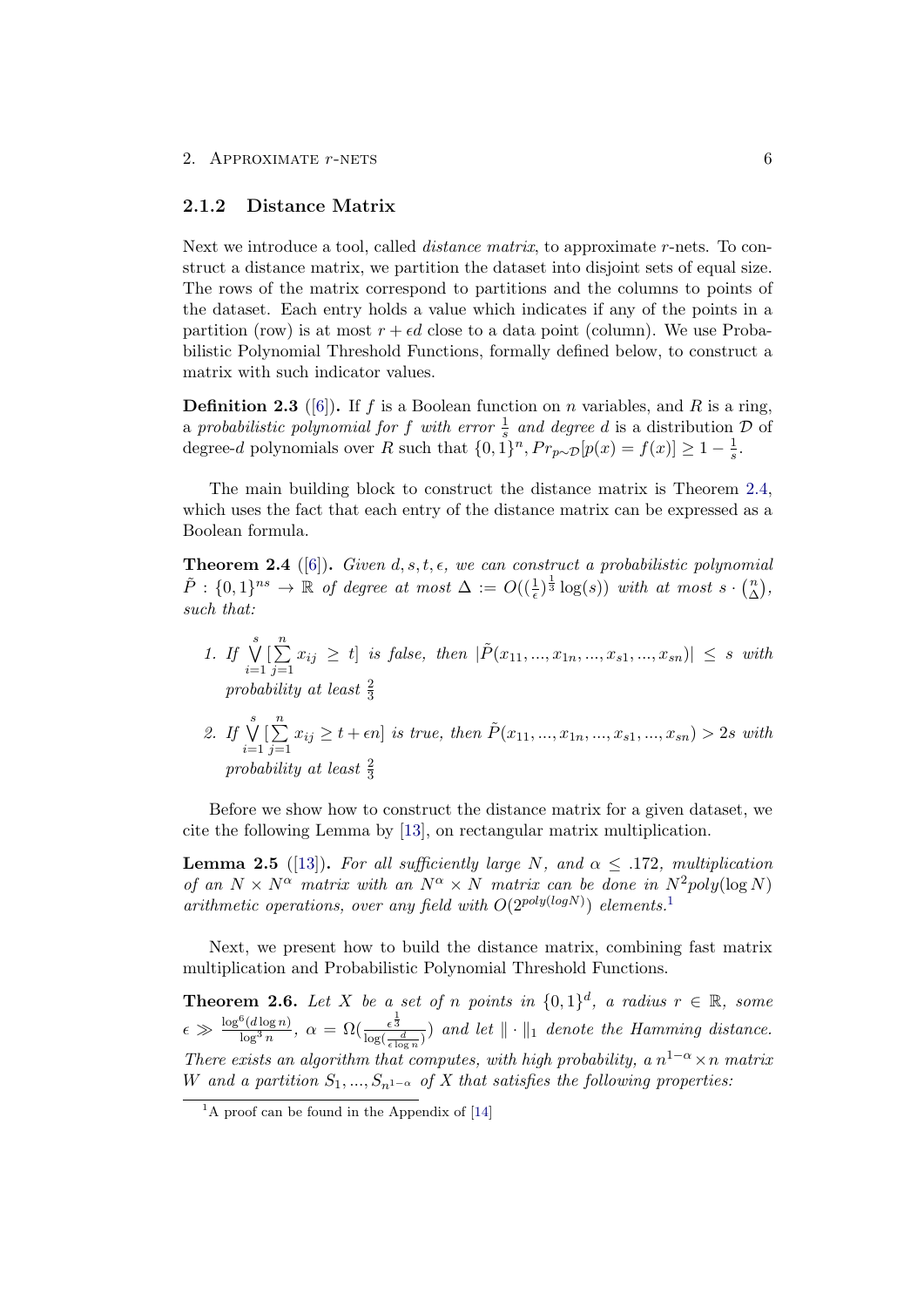### 2.1.2 Distance Matrix

Next we introduce a tool, called *distance matrix*, to approximate $r$-nets. To construct a distance matrix, we partition the dataset into disjoint sets of equal size. The rows of the matrix correspond to partitions and the columns to points of the dataset. Each entry holds a value which indicates if any of the points in a partition (row) is at most $r + \epsilon d$ close to a data point (column). We use Probabilistic Polynomial Threshold Functions, formally defined below, to construct a matrix with such indicator values.

**Definition 2.3** ([6]). If $f$ is a Boolean function on $n$ variables, and $R$ is a ring, a *probabilistic polynomial for $f$ with error $\frac{1}{s}$ and degree $d$* is a distribution $\mathcal{D}$ of degree-$d$ polynomials over $R$ such that $\{0,1\}^n, Pr_{p\sim\mathcal{D}}[p(x) = f(x)] \geq 1 - \frac{1}{s}$.

The main building block to construct the distance matrix is Theorem 2.4, which uses the fact that each entry of the distance matrix can be expressed as a Boolean formula.

**Theorem 2.4** ([6]). *Given $d, s, t, \epsilon$, we can construct a probabilistic polynomial $\tilde{P} : \{0,1\}^{ns} \to \mathbb{R}$ of degree at most $\Delta := O((\frac{1}{\epsilon})^{\frac{1}{3}} \log(s))$ with at most $s \cdot \binom{n}{\Delta}$, such that:*

1. *If $\bigvee_{i=1}^{s} [\sum_{j=1}^{n} x_{ij} \geq t]$ is false, then $|\tilde{P}(x_{11}, ..., x_{1n}, ..., x_{s1}, ..., x_{sn})| \leq s$ with probability at least $\frac{2}{3}$*
2. *If $\bigvee_{i=1}^{s} [\sum_{j=1}^{n} x_{ij} \geq t + \epsilon n]$ is true, then $\tilde{P}(x_{11}, ..., x_{1n}, ..., x_{s1}, ..., x_{sn}) > 2s$ with probability at least $\frac{2}{3}$*

Before we show how to construct the distance matrix for a given dataset, we cite the following Lemma by [13], on rectangular matrix multiplication.

**Lemma 2.5** ([13]). *For all sufficiently large $N$, and $\alpha \leq .172$, multiplication of an $N \times N^\alpha$ matrix with an $N^\alpha \times N$ matrix can be done in $N^2 poly(\log N)$ arithmetic operations, over any field with $O(2^{poly(log N)})$ elements.*[1]

Next, we present how to build the distance matrix, combining fast matrix multiplication and Probabilistic Polynomial Threshold Functions.

**Theorem 2.6.** *Let $X$ be a set of $n$ points in $\{0,1\}^d$, a radius $r \in \mathbb{R}$, some $\epsilon \gg \frac{\log^6(d \log n)}{\log^3 n}$, $\alpha = \Omega(\frac{\epsilon^{\frac{1}{3}}}{\log(\frac{d}{\epsilon \log n})})$ and let $\|\cdot\|_1$ denote the Hamming distance. There exists an algorithm that computes, with high probability, a $n^{1-\alpha} \times n$ matrix $W$ and a partition $S_1, ..., S_{n^{1-\alpha}}$ of $X$ that satisfies the following properties:*

---

[1] A proof can be found in the Appendix of [14]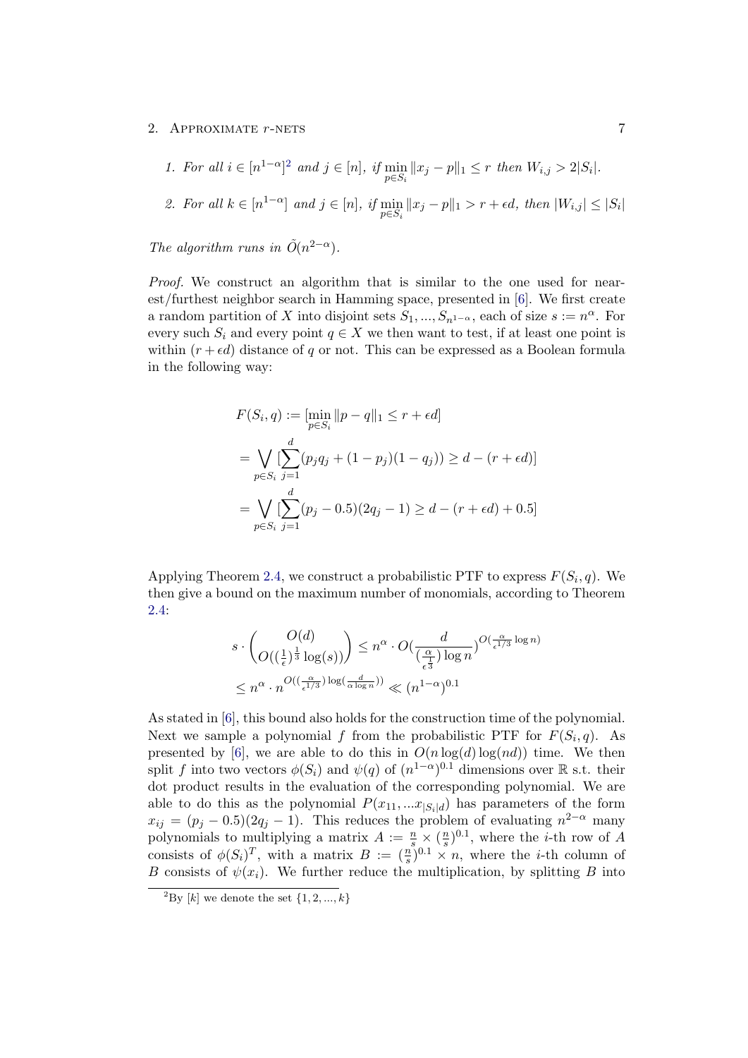1. *For all $i \in [n^{1-\alpha}]$*[2] *and $j \in [n]$, if $\min_{p \in S_i} \|x_j - p\|_1 \leq r$ then $W_{i,j} > 2|S_i|$.*

2. *For all $k \in [n^{1-\alpha}]$ and $j \in [n]$, if $\min_{p \in S_i} \|x_j - p\|_1 > r + \epsilon d$, then $|W_{i,j}| \leq |S_i|$*

*The algorithm runs in $\tilde{O}(n^{2-\alpha})$.*

*Proof.* We construct an algorithm that is similar to the one used for nearest/furthest neighbor search in Hamming space, presented in [6]. We first create a random partition of $X$ into disjoint sets $S_1, ..., S_{n^{1-\alpha}}$, each of size $s := n^\alpha$. For every such $S_i$ and every point $q \in X$ we then want to test, if at least one point is within $(r + \epsilon d)$ distance of $q$ or not. This can be expressed as a Boolean formula in the following way:

$$
\begin{aligned}
F(S_i, q) &:= [\min_{p \in S_i} \|p - q\|_1 \leq r + \epsilon d] \\
&= \bigvee_{p \in S_i} [\sum_{j=1}^{d} (p_j q_j + (1 - p_j)(1 - q_j)) \geq d - (r + \epsilon d)] \\
&= \bigvee_{p \in S_i} [\sum_{j=1}^{d} (p_j - 0.5)(2q_j - 1) \geq d - (r + \epsilon d) + 0.5]
\end{aligned}
$$

Applying Theorem 2.4, we construct a probabilistic PTF to express $F(S_i, q)$. We then give a bound on the maximum number of monomials, according to Theorem 2.4:

$$
\begin{aligned}
s \cdot \binom{O(d)}{O((\frac{1}{\epsilon})^{\frac{1}{3}} \log(s))} &\leq n^\alpha \cdot O(\frac{d}{(\frac{\alpha}{\epsilon^{\frac{1}{3}}}) \log n})^{O(\frac{\alpha}{\epsilon^{1/3}} \log n)} \\
&\leq n^\alpha \cdot n^{O((\frac{\alpha}{\epsilon^{1/3}}) \log(\frac{d}{\alpha \log n}))} \ll (n^{1-\alpha})^{0.1}
\end{aligned}
$$

As stated in [6], this bound also holds for the construction time of the polynomial. Next we sample a polynomial $f$ from the probabilistic PTF for $F(S_i, q)$. As presented by [6], we are able to do this in $O(n \log(d) \log(nd))$ time. We then split $f$ into two vectors $\phi(S_i)$ and $\psi(q)$ of $(n^{1-\alpha})^{0.1}$ dimensions over $\mathbb{R}$ s.t. their dot product results in the evaluation of the corresponding polynomial. We are able to do this as the polynomial $P(x_{11}, ...x_{|S_i|d})$ has parameters of the form $x_{ij} = (p_j - 0.5)(2q_j - 1)$. This reduces the problem of evaluating $n^{2-\alpha}$ many polynomials to multiplying a matrix $A := \frac{n}{s} \times (\frac{n}{s})^{0.1}$, where the $i$-th row of $A$ consists of $\phi(S_i)^T$, with a matrix $B := (\frac{n}{s})^{0.1} \times n$, where the $i$-th column of $B$ consists of $\psi(x_i)$. We further reduce the multiplication, by splitting $B$ into

[2] By $[k]$ we denote the set $\{1, 2, ..., k\}$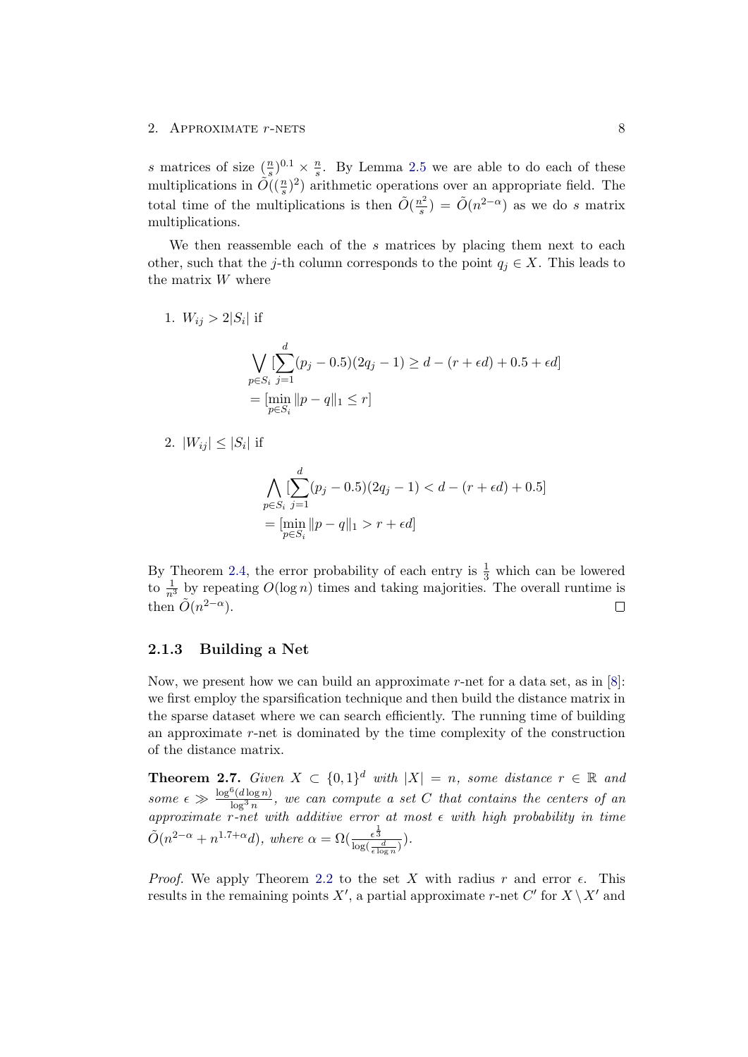$s$ matrices of size $(\frac{n}{s})^{0.1} \times \frac{n}{s}$. By Lemma 2.5 we are able to do each of these multiplications in $\tilde{O}((\frac{n}{s})^2)$ arithmetic operations over an appropriate field. The total time of the multiplications is then $\tilde{O}(\frac{n^2}{s}) = \tilde{O}(n^{2-\alpha})$ as we do $s$ matrix multiplications.

We then reassemble each of the $s$ matrices by placing them next to each other, such that the $j$-th column corresponds to the point $q_j \in X$. This leads to the matrix $W$ where

1. $W_{ij} > 2|S_i|$ if

$$
\begin{aligned}
&\bigvee_{p \in S_i} [\sum_{j=1}^{d} (p_j - 0.5)(2q_j - 1) \geq d - (r + \epsilon d) + 0.5 + \epsilon d] \\
&= [\min_{p \in S_i} \|p - q\|_1 \leq r]
\end{aligned}
$$

2. $|W_{ij}| \leq |S_i|$ if

$$
\begin{aligned}
&\bigwedge_{p \in S_i} [\sum_{j=1}^{d} (p_j - 0.5)(2q_j - 1) < d - (r + \epsilon d) + 0.5] \\
&= [\min_{p \in S_i} \|p - q\|_1 > r + \epsilon d]
\end{aligned}
$$

By Theorem 2.4, the error probability of each entry is $\frac{1}{3}$ which can be lowered to $\frac{1}{n^3}$ by repeating $O(\log n)$ times and taking majorities. The overall runtime is then $\tilde{O}(n^{2-\alpha})$. $\square$

### 2.1.3 Building a Net

Now, we present how we can build an approximate $r$-net for a data set, as in [8]: we first employ the sparsification technique and then build the distance matrix in the sparse dataset where we can search efficiently. The running time of building an approximate $r$-net is dominated by the time complexity of the construction of the distance matrix.

**Theorem 2.7.** *Given $X \subset \{0,1\}^d$ with $|X| = n$, some distance $r \in \mathbb{R}$ and some $\epsilon \gg \frac{\log^6(d \log n)}{\log^3 n}$, we can compute a set $C$ that contains the centers of an approximate $r$-net with additive error at most $\epsilon$ with high probability in time $\tilde{O}(n^{2-\alpha} + n^{1.7+\alpha} d)$, where $\alpha = \Omega(\frac{\epsilon^{\frac{1}{3}}}{\log(\frac{d}{\epsilon \log n})})$.*

*Proof.* We apply Theorem 2.2 to the set $X$ with radius $r$ and error $\epsilon$. This results in the remaining points $X'$, a partial approximate $r$-net $C'$ for $X \setminus X'$ and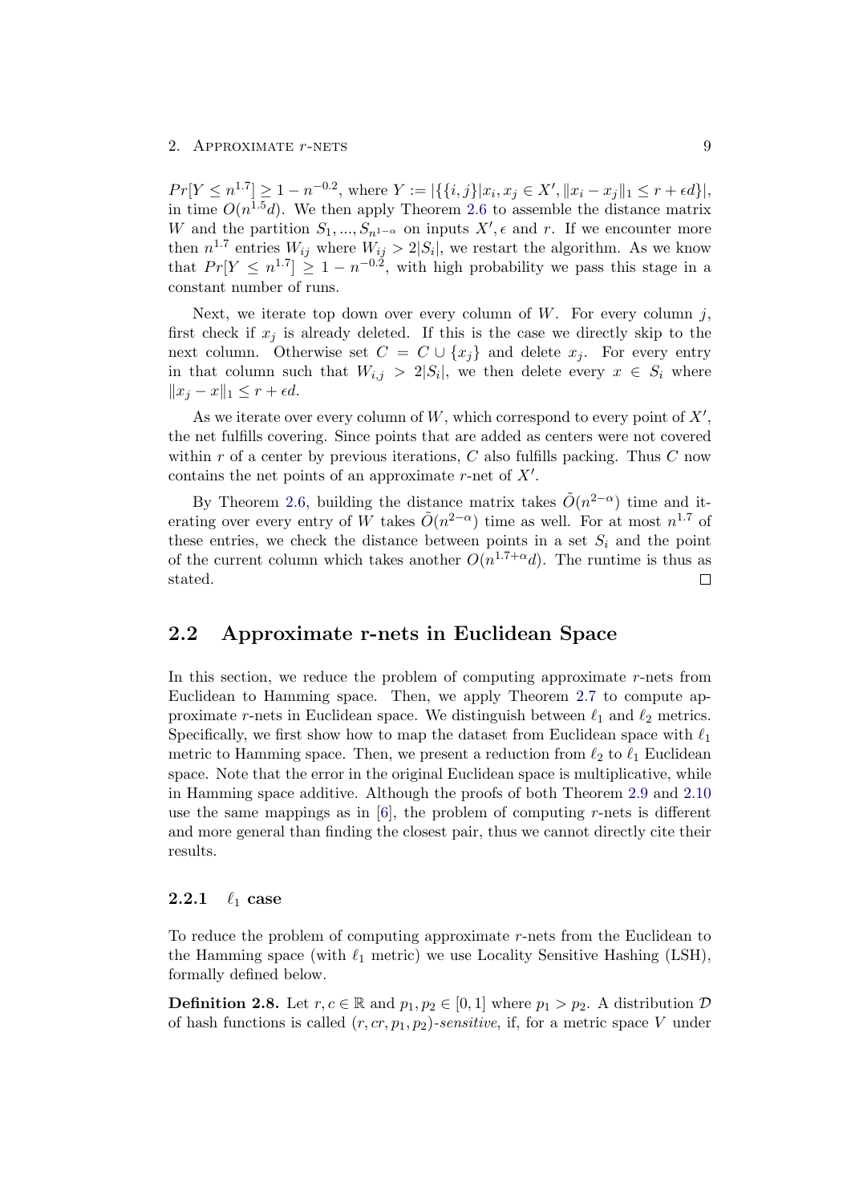$Pr[Y \leq n^{1.7}] \geq 1 - n^{-0.2}$, where $Y := |\{\{i,j\}| x_i, x_j \in X', \|x_i - x_j\|_1 \leq r + \epsilon d\}|$, in time $O(n^{1.5}d)$. We then apply Theorem 2.6 to assemble the distance matrix $W$ and the partition $S_1, ..., S_{n^{1-\alpha}}$ on inputs $X', \epsilon$ and $r$. If we encounter more then $n^{1.7}$ entries $W_{ij}$ where $W_{ij} > 2|S_i|$, we restart the algorithm. As we know that $Pr[Y \leq n^{1.7}] \geq 1 - n^{-0.2}$, with high probability we pass this stage in a constant number of runs.

Next, we iterate top down over every column of $W$. For every column $j$, first check if $x_j$ is already deleted. If this is the case we directly skip to the next column. Otherwise set $C = C \cup \{x_j\}$ and delete $x_j$. For every entry in that column such that $W_{i,j} > 2|S_i|$, we then delete every $x \in S_i$ where $\|x_j - x\|_1 \leq r + \epsilon d$.

As we iterate over every column of $W$, which correspond to every point of $X'$, the net fulfills covering. Since points that are added as centers were not covered within $r$ of a center by previous iterations, $C$ also fulfills packing. Thus $C$ now contains the net points of an approximate $r$-net of $X'$.

By Theorem 2.6, building the distance matrix takes $\tilde{O}(n^{2-\alpha})$ time and iterating over every entry of $W$ takes $\tilde{O}(n^{2-\alpha})$ time as well. For at most $n^{1.7}$ of these entries, we check the distance between points in a set $S_i$ and the point of the current column which takes another $O(n^{1.7+\alpha}d)$. The runtime is thus as stated. □

## 2.2 Approximate r-nets in Euclidean Space

In this section, we reduce the problem of computing approximate $r$-nets from Euclidean to Hamming space. Then, we apply Theorem 2.7 to compute approximate $r$-nets in Euclidean space. We distinguish between $\ell_1$ and $\ell_2$ metrics. Specifically, we first show how to map the dataset from Euclidean space with $\ell_1$ metric to Hamming space. Then, we present a reduction from $\ell_2$ to $\ell_1$ Euclidean space. Note that the error in the original Euclidean space is multiplicative, while in Hamming space additive. Although the proofs of both Theorem 2.9 and 2.10 use the same mappings as in [6], the problem of computing $r$-nets is different and more general than finding the closest pair, thus we cannot directly cite their results.

### 2.2.1 $\ell_1$ case

To reduce the problem of computing approximate $r$-nets from the Euclidean to the Hamming space (with $\ell_1$ metric) we use Locality Sensitive Hashing (LSH), formally defined below.

**Definition 2.8.** Let $r, c \in \mathbb{R}$ and $p_1, p_2 \in [0, 1]$ where $p_1 > p_2$. A distribution $\mathcal{D}$ of hash functions is called $(r, cr, p_1, p_2)$-*sensitive*, if, for a metric space $V$ under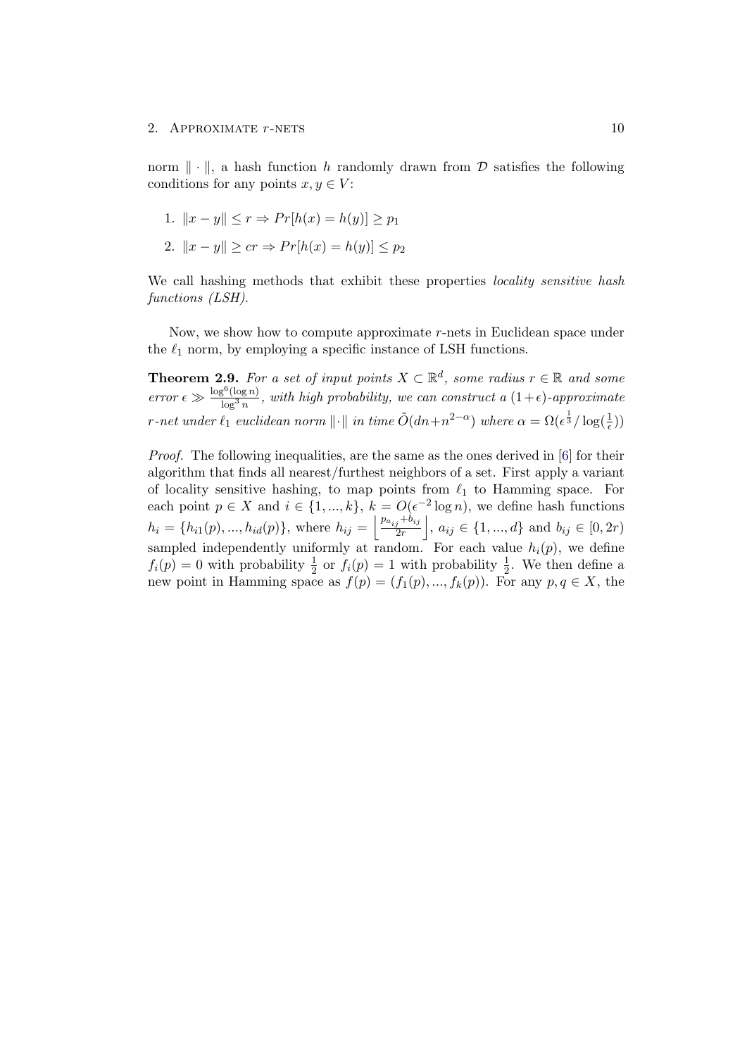norm $\| \cdot \|$, a hash function $h$ randomly drawn from $\mathcal{D}$ satisfies the following conditions for any points $x, y \in V$:

1. $\|x - y\| \leq r \Rightarrow Pr[h(x) = h(y)] \geq p_1$
2. $\|x - y\| \geq cr \Rightarrow Pr[h(x) = h(y)] \leq p_2$

We call hashing methods that exhibit these properties *locality sensitive hash functions (LSH).*

Now, we show how to compute approximate $r$-nets in Euclidean space under the $\ell_1$ norm, by employing a specific instance of LSH functions.

**Theorem 2.9.** *For a set of input points $X \subset \mathbb{R}^d$, some radius $r \in \mathbb{R}$ and some error $\epsilon \gg \frac{\log^6(\log n)}{\log^3 n}$, with high probability, we can construct a $(1+\epsilon)$-approximate $r$-net under $\ell_1$ euclidean norm $\|\cdot\|$ in time $\tilde{O}(dn + n^{2-\alpha})$ where $\alpha = \Omega(\epsilon^{\frac{1}{3}} / \log(\frac{1}{\epsilon}))$*

*Proof.* The following inequalities, are the same as the ones derived in [6] for their algorithm that finds all nearest/furthest neighbors of a set. First apply a variant of locality sensitive hashing, to map points from $\ell_1$ to Hamming space. For each point $p \in X$ and $i \in \{1, ..., k\}$, $k = O(\epsilon^{-2} \log n)$, we define hash functions $h_i = \{h_{i1}(p), ..., h_{id}(p)\}$, where $h_{ij} = \left\lfloor \frac{p_{a_{ij}} + b_{ij}}{2r} \right\rfloor$, $a_{ij} \in \{1, ..., d\}$ and $b_{ij} \in [0, 2r)$ sampled independently uniformly at random. For each value $h_i(p)$, we define $f_i(p) = 0$ with probability $\frac{1}{2}$ or $f_i(p) = 1$ with probability $\frac{1}{2}$. We then define a new point in Hamming space as $f(p) = (f_1(p), ..., f_k(p))$. For any $p, q \in X$, the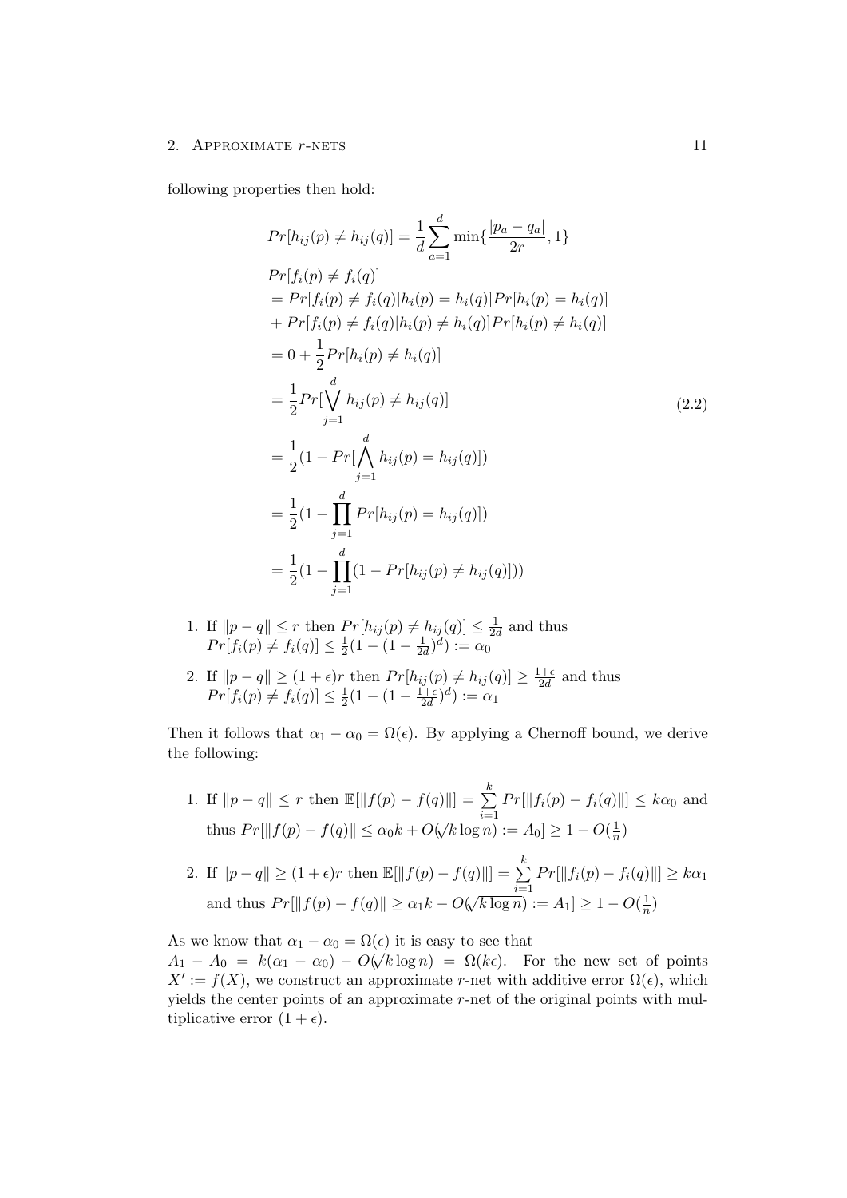following properties then hold:

$$
\begin{aligned}
&Pr[h_{ij}(p) \neq h_{ij}(q)] = \frac{1}{d}\sum_{a=1}^{d} \min\{\frac{|p_a - q_a|}{2r}, 1\} \\
&Pr[f_i(p) \neq f_i(q)] \\
&= Pr[f_i(p) \neq f_i(q) | h_i(p) = h_i(q)] Pr[h_i(p) = h_i(q)] \\
&+ Pr[f_i(p) \neq f_i(q) | h_i(p) \neq h_i(q)] Pr[h_i(p) \neq h_i(q)] \\
&= 0 + \frac{1}{2} Pr[h_i(p) \neq h_i(q)] \\
&= \frac{1}{2} Pr[\bigvee_{j=1}^{d} h_{ij}(p) \neq h_{ij}(q)] \\
&= \frac{1}{2}(1 - Pr[\bigwedge_{j=1}^{d} h_{ij}(p) = h_{ij}(q)]) \\
&= \frac{1}{2}(1 - \prod_{j=1}^{d} Pr[h_{ij}(p) = h_{ij}(q)]) \\
&= \frac{1}{2}(1 - \prod_{j=1}^{d}(1 - Pr[h_{ij}(p) \neq h_{ij}(q)]))
\end{aligned}
\tag{2.2}
$$

1. If $\|p - q\| \leq r$ then $Pr[h_{ij}(p) \neq h_{ij}(q)] \leq \frac{1}{2d}$ and thus $Pr[f_i(p) \neq f_i(q)] \leq \frac{1}{2}(1 - (1 - \frac{1}{2d})^d) := \alpha_0$
2. If $\|p - q\| \geq (1+\epsilon)r$ then $Pr[h_{ij}(p) \neq h_{ij}(q)] \geq \frac{1+\epsilon}{2d}$ and thus $Pr[f_i(p) \neq f_i(q)] \leq \frac{1}{2}(1 - (1 - \frac{1+\epsilon}{2d})^d) := \alpha_1$

Then it follows that $\alpha_1 - \alpha_0 = \Omega(\epsilon)$. By applying a Chernoff bound, we derive the following:

1. If $\|p - q\| \leq r$ then $\mathbb{E}[\|f(p) - f(q)\|] = \sum_{i=1}^{k} Pr[\|f_i(p) - f_i(q)\|] \leq k\alpha_0$ and thus $Pr[\|f(p) - f(q)\| \leq \alpha_0 k + O(\sqrt{k \log n}) := A_0] \geq 1 - O(\frac{1}{n})$
2. If $\|p - q\| \geq (1+\epsilon)r$ then $\mathbb{E}[\|f(p) - f(q)\|] = \sum_{i=1}^{k} Pr[\|f_i(p) - f_i(q)\|] \geq k\alpha_1$ and thus $Pr[\|f(p) - f(q)\| \geq \alpha_1 k - O(\sqrt{k \log n}) := A_1] \geq 1 - O(\frac{1}{n})$

As we know that $\alpha_1 - \alpha_0 = \Omega(\epsilon)$ it is easy to see that $A_1 - A_0 = k(\alpha_1 - \alpha_0) - O(\sqrt{k \log n}) = \Omega(k\epsilon)$. For the new set of points $X' := f(X)$, we construct an approximate $r$-net with additive error $\Omega(\epsilon)$, which yields the center points of an approximate $r$-net of the original points with multiplicative error $(1 + \epsilon)$.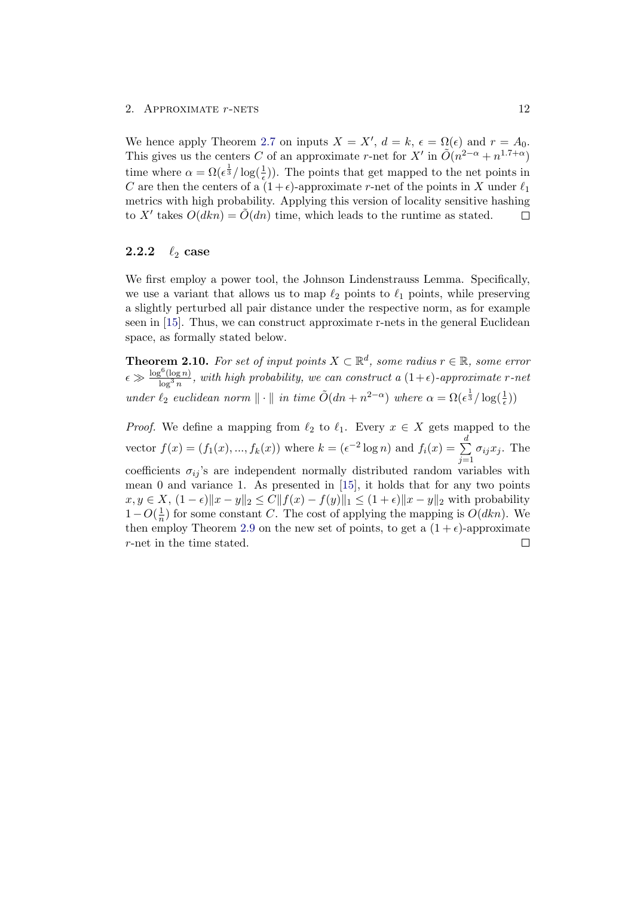We hence apply Theorem 2.7 on inputs $X = X'$, $d = k$, $\epsilon = \Omega(\epsilon)$ and $r = A_0$. This gives us the centers $C$ of an approximate $r$-net for $X'$ in $\tilde{O}(n^{2-\alpha} + n^{1.7+\alpha})$ time where $\alpha = \Omega(\epsilon^{\frac{1}{3}}/\log(\frac{1}{\epsilon}))$. The points that get mapped to the net points in $C$ are then the centers of a $(1+\epsilon)$-approximate $r$-net of the points in $X$ under $\ell_1$ metrics with high probability. Applying this version of locality sensitive hashing to $X'$ takes $O(dkn) = \tilde{O}(dn)$ time, which leads to the runtime as stated. $\square$

### 2.2.2 $\ell_2$ case

We first employ a power tool, the Johnson Lindenstrauss Lemma. Specifically, we use a variant that allows us to map $\ell_2$ points to $\ell_1$ points, while preserving a slightly perturbed all pair distance under the respective norm, as for example seen in [15]. Thus, we can construct approximate r-nets in the general Euclidean space, as formally stated below.

**Theorem 2.10.** *For set of input points $X \subset \mathbb{R}^d$, some radius $r \in \mathbb{R}$, some error $\epsilon \gg \frac{\log^6(\log n)}{\log^3 n}$, with high probability, we can construct a $(1+\epsilon)$-approximate $r$-net under $\ell_2$ euclidean norm $\|\cdot\|$ in time $\tilde{O}(dn + n^{2-\alpha})$ where $\alpha = \Omega(\epsilon^{\frac{1}{3}}/\log(\frac{1}{\epsilon}))$*

*Proof.* We define a mapping from $\ell_2$ to $\ell_1$. Every $x \in X$ gets mapped to the vector $f(x) = (f_1(x), ..., f_k(x))$ where $k = (\epsilon^{-2}\log n)$ and $f_i(x) = \sum_{j=1}^{d} \sigma_{ij} x_j$. The coefficients $\sigma_{ij}$'s are independent normally distributed random variables with mean 0 and variance 1. As presented in [15], it holds that for any two points $x, y \in X$, $(1-\epsilon)\|x-y\|_2 \leq C\|f(x) - f(y)\|_1 \leq (1+\epsilon)\|x-y\|_2$ with probability $1 - O(\frac{1}{n})$ for some constant $C$. The cost of applying the mapping is $O(dkn)$. We then employ Theorem 2.9 on the new set of points, to get a $(1+\epsilon)$-approximate $r$-net in the time stated. $\square$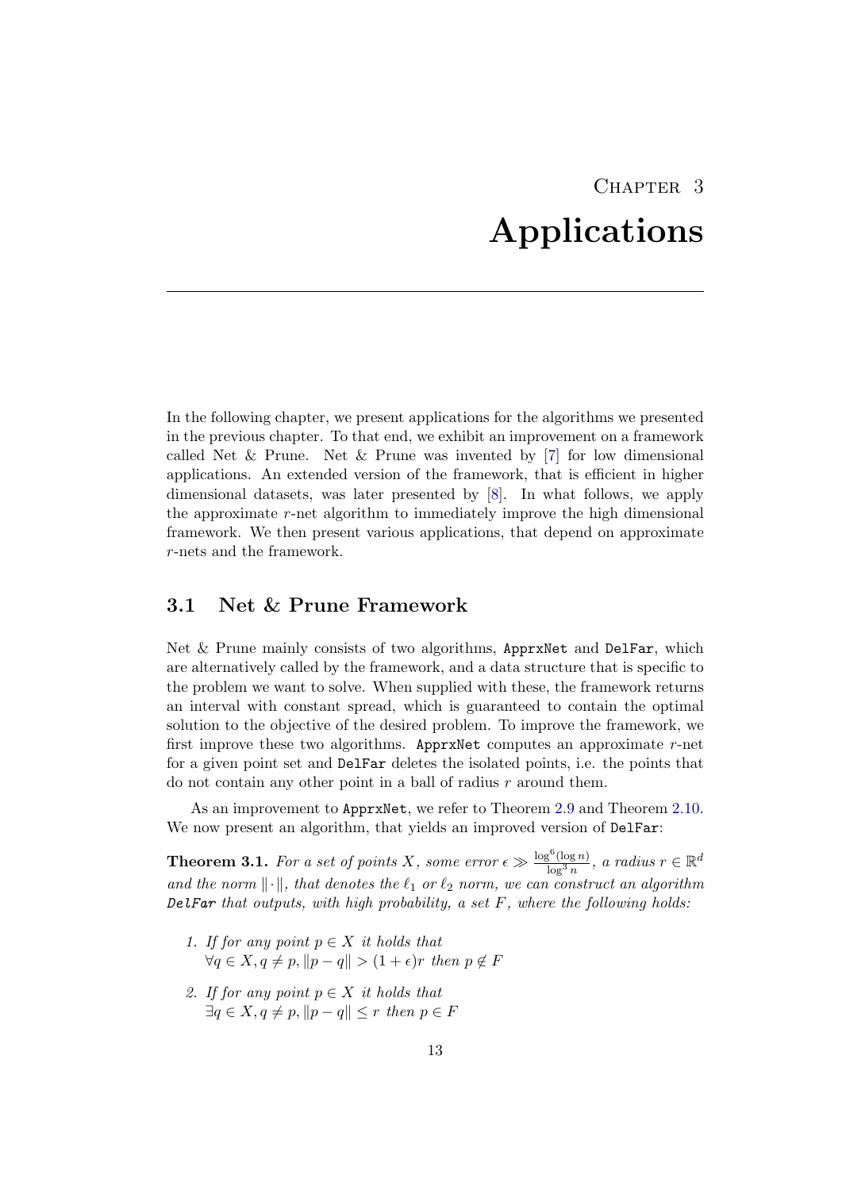# Chapter 3
# Applications

In the following chapter, we present applications for the algorithms we presented in the previous chapter. To that end, we exhibit an improvement on a framework called Net & Prune. Net & Prune was invented by [7] for low dimensional applications. An extended version of the framework, that is efficient in higher dimensional datasets, was later presented by [8]. In what follows, we apply the approximate $r$-net algorithm to immediately improve the high dimensional framework. We then present various applications, that depend on approximate $r$-nets and the framework.

## 3.1 Net & Prune Framework

Net & Prune mainly consists of two algorithms, `ApprxNet` and `DelFar`, which are alternatively called by the framework, and a data structure that is specific to the problem we want to solve. When supplied with these, the framework returns an interval with constant spread, which is guaranteed to contain the optimal solution to the objective of the desired problem. To improve the framework, we first improve these two algorithms. `ApprxNet` computes an approximate $r$-net for a given point set and `DelFar` deletes the isolated points, i.e. the points that do not contain any other point in a ball of radius $r$ around them.

As an improvement to `ApprxNet`, we refer to Theorem 2.9 and Theorem 2.10. We now present an algorithm, that yields an improved version of `DelFar`:

**Theorem 3.1.** *For a set of points $X$, some error $\epsilon \gg \frac{\log^6(\log n)}{\log^3 n}$, a radius $r \in \mathbb{R}^d$ and the norm $\|\cdot\|$, that denotes the $\ell_1$ or $\ell_2$ norm, we can construct an algorithm* `DelFar` *that outputs, with high probability, a set $F$, where the following holds:*

1. *If for any point $p \in X$ it holds that*
   $\forall q \in X, q \neq p, \|p - q\| > (1 + \epsilon)r$ *then* $p \notin F$
2. *If for any point $p \in X$ it holds that*
   $\exists q \in X, q \neq p, \|p - q\| \leq r$ *then* $p \in F$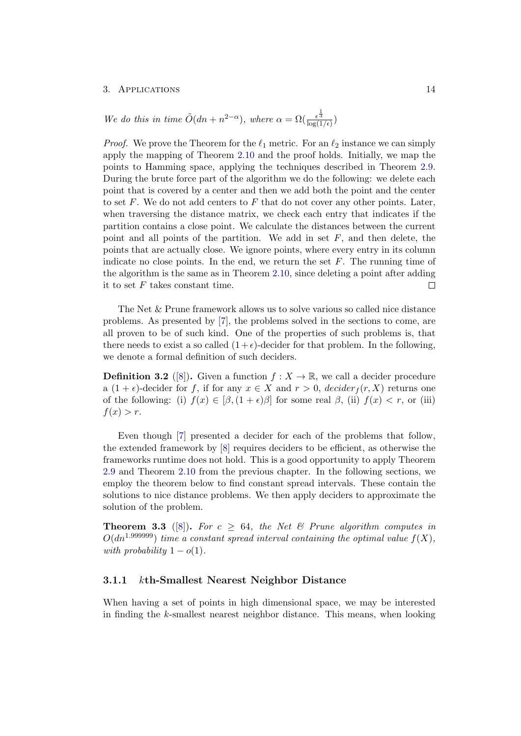*We do this in time $\tilde{O}(dn + n^{2-\alpha})$, where $\alpha = \Omega(\frac{\epsilon^{\frac{1}{3}}}{\log(1/\epsilon)})$*

*Proof.* We prove the Theorem for the $\ell_1$ metric. For an $\ell_2$ instance we can simply apply the mapping of Theorem 2.10 and the proof holds. Initially, we map the points to Hamming space, applying the techniques described in Theorem 2.9. During the brute force part of the algorithm we do the following: we delete each point that is covered by a center and then we add both the point and the center to set $F$. We do not add centers to $F$ that do not cover any other points. Later, when traversing the distance matrix, we check each entry that indicates if the partition contains a close point. We calculate the distances between the current point and all points of the partition. We add in set $F$, and then delete, the points that are actually close. We ignore points, where every entry in its column indicate no close points. In the end, we return the set $F$. The running time of the algorithm is the same as in Theorem 2.10, since deleting a point after adding it to set $F$ takes constant time. □

The Net & Prune framework allows us to solve various so called nice distance problems. As presented by [7], the problems solved in the sections to come, are all proven to be of such kind. One of the properties of such problems is, that there needs to exist a so called $(1+\epsilon)$-decider for that problem. In the following, we denote a formal definition of such deciders.

**Definition 3.2** ([8]). Given a function $f : X \to \mathbb{R}$, we call a decider procedure a $(1+\epsilon)$-decider for $f$, if for any $x \in X$ and $r > 0$, $decider_f(r, X)$ returns one of the following: (i) $f(x) \in [\beta, (1+\epsilon)\beta]$ for some real $\beta$, (ii) $f(x) < r$, or (iii) $f(x) > r$.

Even though [7] presented a decider for each of the problems that follow, the extended framework by [8] requires deciders to be efficient, as otherwise the frameworks runtime does not hold. This is a good opportunity to apply Theorem 2.9 and Theorem 2.10 from the previous chapter. In the following sections, we employ the theorem below to find constant spread intervals. These contain the solutions to nice distance problems. We then apply deciders to approximate the solution of the problem.

**Theorem 3.3** ([8]). *For $c \geq 64$, the Net & Prune algorithm computes in $O(dn^{1.999999})$ time a constant spread interval containing the optimal value $f(X)$, with probability $1 - o(1)$.*

### 3.1.1 $k$th-Smallest Nearest Neighbor Distance

When having a set of points in high dimensional space, we may be interested in finding the $k$-smallest nearest neighbor distance. This means, when looking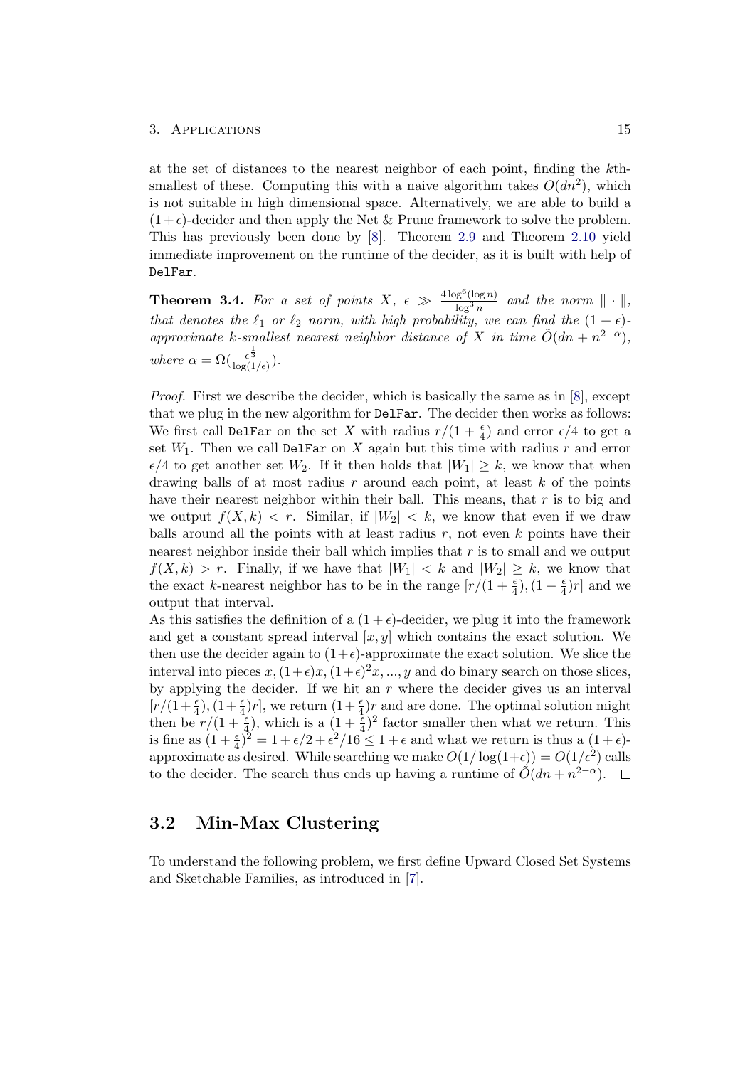at the set of distances to the nearest neighbor of each point, finding the $k$th-smallest of these. Computing this with a naive algorithm takes $O(dn^2)$, which is not suitable in high dimensional space. Alternatively, we are able to build a $(1+\epsilon)$-decider and then apply the Net & Prune framework to solve the problem. This has previously been done by [8]. Theorem 2.9 and Theorem 2.10 yield immediate improvement on the runtime of the decider, as it is built with help of `DelFar`.

**Theorem 3.4.** *For a set of points $X$, $\epsilon \gg \frac{4\log^6(\log n)}{\log^3 n}$ and the norm $\|\cdot\|$, that denotes the $\ell_1$ or $\ell_2$ norm, with high probability, we can find the $(1+\epsilon)$-approximate $k$-smallest nearest neighbor distance of $X$ in time $\tilde{O}(dn + n^{2-\alpha})$, where $\alpha = \Omega(\frac{\epsilon^{\frac{1}{3}}}{\log(1/\epsilon)})$.*

*Proof.* First we describe the decider, which is basically the same as in [8], except that we plug in the new algorithm for `DelFar`. The decider then works as follows: We first call `DelFar` on the set $X$ with radius $r/(1+\frac{\epsilon}{4})$ and error $\epsilon/4$ to get a set $W_1$. Then we call `DelFar` on $X$ again but this time with radius $r$ and error $\epsilon/4$ to get another set $W_2$. If it then holds that $|W_1| \geq k$, we know that when drawing balls of at most radius $r$ around each point, at least $k$ of the points have their nearest neighbor within their ball. This means, that $r$ is to big and we output $f(X,k) < r$. Similar, if $|W_2| < k$, we know that even if we draw balls around all the points with at least radius $r$, not even $k$ points have their nearest neighbor inside their ball which implies that $r$ is to small and we output $f(X,k) > r$. Finally, if we have that $|W_1| < k$ and $|W_2| \geq k$, we know that the exact $k$-nearest neighbor has to be in the range $[r/(1+\frac{\epsilon}{4}), (1+\frac{\epsilon}{4})r]$ and we output that interval.
As this satisfies the definition of a $(1+\epsilon)$-decider, we plug it into the framework and get a constant spread interval $[x,y]$ which contains the exact solution. We then use the decider again to $(1+\epsilon)$-approximate the exact solution. We slice the interval into pieces $x, (1+\epsilon)x, (1+\epsilon)^2 x, ..., y$ and do binary search on those slices, by applying the decider. If we hit an $r$ where the decider gives us an interval $[r/(1+\frac{\epsilon}{4}), (1+\frac{\epsilon}{4})r]$, we return $(1+\frac{\epsilon}{4})r$ and are done. The optimal solution might then be $r/(1+\frac{\epsilon}{4})$, which is a $(1+\frac{\epsilon}{4})^2$ factor smaller then what we return. This is fine as $(1+\frac{\epsilon}{4})^2 = 1+\epsilon/2+\epsilon^2/16 \leq 1+\epsilon$ and what we return is thus a $(1+\epsilon)$-approximate as desired. While searching we make $O(1/\log(1+\epsilon)) = O(1/\epsilon^2)$ calls to the decider. The search thus ends up having a runtime of $\tilde{O}(dn + n^{2-\alpha})$. □

## 3.2 Min-Max Clustering

To understand the following problem, we first define Upward Closed Set Systems and Sketchable Families, as introduced in [7].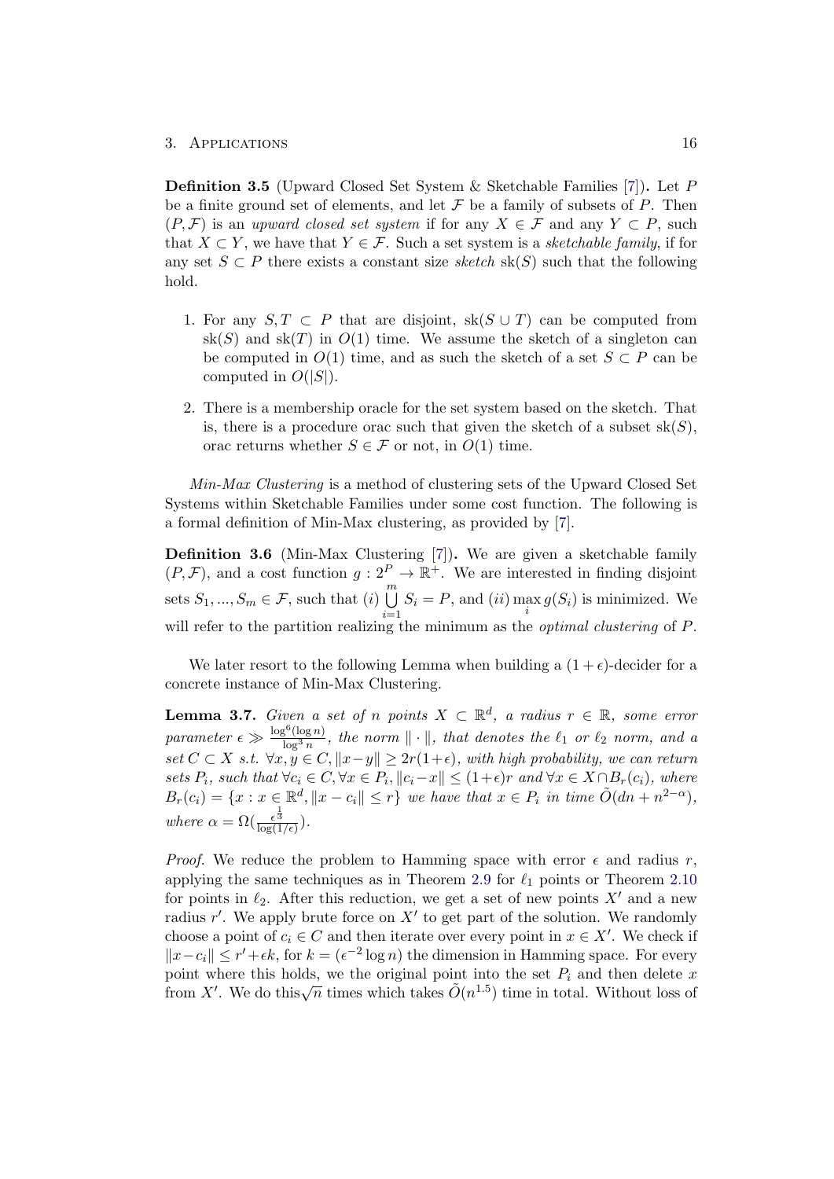**Definition 3.5** (Upward Closed Set System & Sketchable Families [7])**.** Let $P$ be a finite ground set of elements, and let $\mathcal{F}$ be a family of subsets of $P$. Then $(P, \mathcal{F})$ is an *upward closed set system* if for any $X \in \mathcal{F}$ and any $Y \subset P$, such that $X \subset Y$, we have that $Y \in \mathcal{F}$. Such a set system is a *sketchable family*, if for any set $S \subset P$ there exists a constant size *sketch* $\mathrm{sk}(S)$ such that the following hold.

1. For any $S, T \subset P$ that are disjoint, $\mathrm{sk}(S \cup T)$ can be computed from $\mathrm{sk}(S)$ and $\mathrm{sk}(T)$ in $O(1)$ time. We assume the sketch of a singleton can be computed in $O(1)$ time, and as such the sketch of a set $S \subset P$ can be computed in $O(|S|)$.
2. There is a membership oracle for the set system based on the sketch. That is, there is a procedure orac such that given the sketch of a subset $\mathrm{sk}(S)$, orac returns whether $S \in \mathcal{F}$ or not, in $O(1)$ time.

*Min-Max Clustering* is a method of clustering sets of the Upward Closed Set Systems within Sketchable Families under some cost function. The following is a formal definition of Min-Max clustering, as provided by [7].

**Definition 3.6** (Min-Max Clustering [7])**.** We are given a sketchable family $(P, \mathcal{F})$, and a cost function $g : 2^P \to \mathbb{R}^+$. We are interested in finding disjoint sets $S_1, ..., S_m \in \mathcal{F}$, such that $(i)$ $\bigcup_{i=1}^{m} S_i = P$, and $(ii)$ $\max_i g(S_i)$ is minimized. We will refer to the partition realizing the minimum as the *optimal clustering* of $P$.

We later resort to the following Lemma when building a $(1+\epsilon)$-decider for a concrete instance of Min-Max Clustering.

**Lemma 3.7.** *Given a set of $n$ points $X \subset \mathbb{R}^d$, a radius $r \in \mathbb{R}$, some error parameter $\epsilon \gg \frac{\log^6(\log n)}{\log^3 n}$, the norm $\|\cdot\|$, that denotes the $\ell_1$ or $\ell_2$ norm, and a set $C \subset X$ s.t. $\forall x, y \in C, \|x-y\| \geq 2r(1+\epsilon)$, with high probability, we can return sets $P_i$, such that $\forall c_i \in C, \forall x \in P_i, \|c_i - x\| \leq (1+\epsilon)r$ and $\forall x \in X \cap B_r(c_i)$, where $B_r(c_i) = \{x : x \in \mathbb{R}^d, \|x - c_i\| \leq r\}$ we have that $x \in P_i$ in time $\tilde{O}(dn + n^{2-\alpha})$, where $\alpha = \Omega(\frac{\epsilon^{\frac{1}{3}}}{\log(1/\epsilon)})$.*

*Proof.* We reduce the problem to Hamming space with error $\epsilon$ and radius $r$, applying the same techniques as in Theorem 2.9 for $\ell_1$ points or Theorem 2.10 for points in $\ell_2$. After this reduction, we get a set of new points $X'$ and a new radius $r'$. We apply brute force on $X'$ to get part of the solution. We randomly choose a point of $c_i \in C$ and then iterate over every point in $x \in X'$. We check if $\|x - c_i\| \leq r' + \epsilon k$, for $k = (\epsilon^{-2} \log n)$ the dimension in Hamming space. For every point where this holds, we the original point into the set $P_i$ and then delete $x$ from $X'$. We do this$\sqrt{n}$ times which takes $\tilde{O}(n^{1.5})$ time in total. Without loss of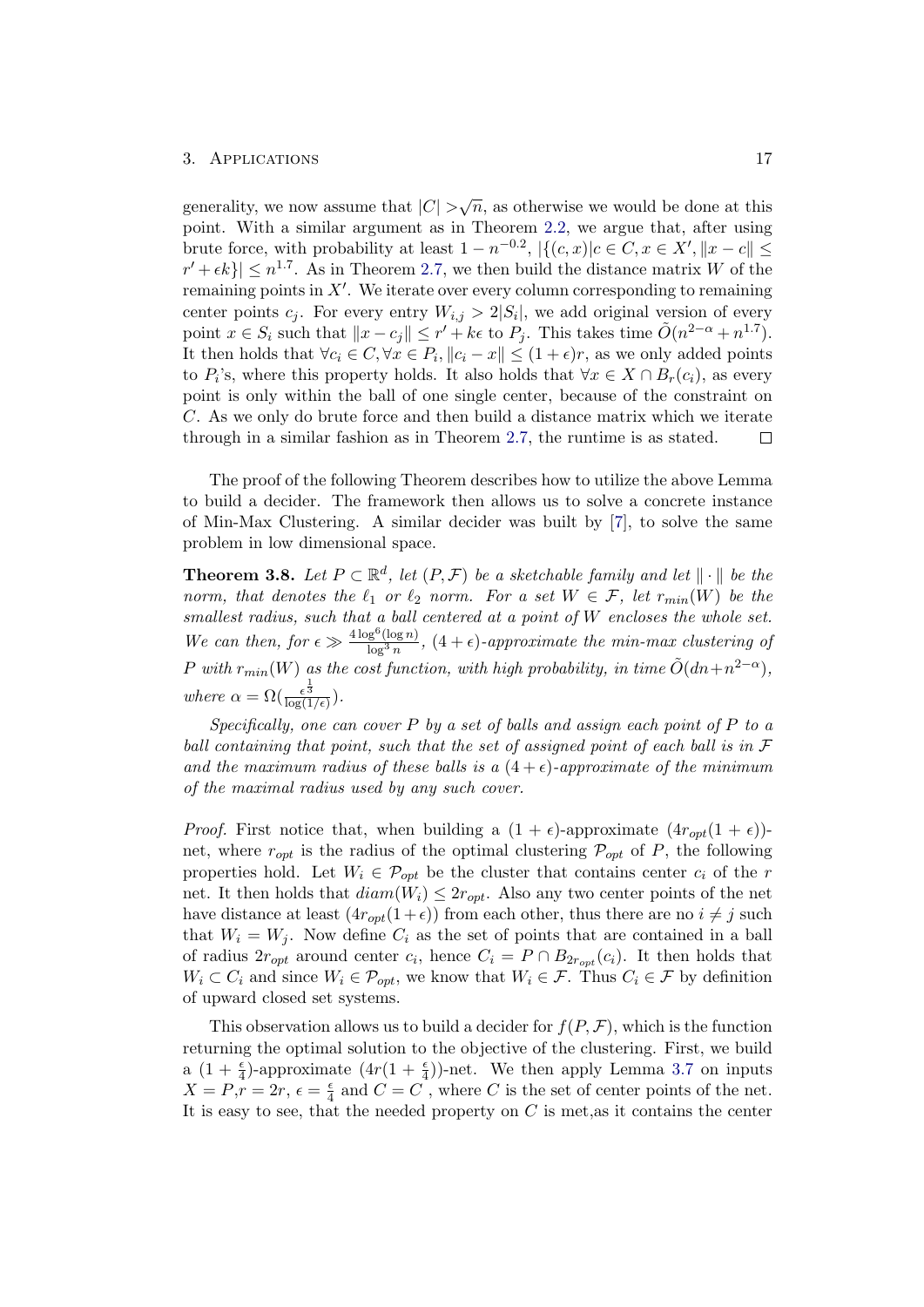generality, we now assume that $|C| > \sqrt{n}$, as otherwise we would be done at this point. With a similar argument as in Theorem 2.2, we argue that, after using brute force, with probability at least $1 - n^{-0.2}$, $|\{(c,x)|c \in C, x \in X', \|x - c\| \leq r' + \epsilon k\}| \leq n^{1.7}$. As in Theorem 2.7, we then build the distance matrix $W$ of the remaining points in $X'$. We iterate over every column corresponding to remaining center points $c_j$. For every entry $W_{i,j} > 2|S_i|$, we add original version of every point $x \in S_i$ such that $\|x - c_j\| \leq r' + k\epsilon$ to $P_j$. This takes time $\tilde{O}(n^{2-\alpha} + n^{1.7})$. It then holds that $\forall c_i \in C, \forall x \in P_i, \|c_i - x\| \leq (1+\epsilon)r$, as we only added points to $P_i$'s, where this property holds. It also holds that $\forall x \in X \cap B_r(c_i)$, as every point is only within the ball of one single center, because of the constraint on $C$. As we only do brute force and then build a distance matrix which we iterate through in a similar fashion as in Theorem 2.7, the runtime is as stated. $\square$

The proof of the following Theorem describes how to utilize the above Lemma to build a decider. The framework then allows us to solve a concrete instance of Min-Max Clustering. A similar decider was built by [7], to solve the same problem in low dimensional space.

**Theorem 3.8.** *Let $P \subset \mathbb{R}^d$, let $(P, \mathcal{F})$ be a sketchable family and let $\|\cdot\|$ be the norm, that denotes the $\ell_1$ or $\ell_2$ norm. For a set $W \in \mathcal{F}$, let $r_{min}(W)$ be the smallest radius, such that a ball centered at a point of $W$ encloses the whole set. We can then, for $\epsilon \gg \frac{4\log^6(\log n)}{\log^3 n}$, $(4+\epsilon)$-approximate the min-max clustering of $P$ with $r_{min}(W)$ as the cost function, with high probability, in time $\tilde{O}(dn + n^{2-\alpha})$, where $\alpha = \Omega(\frac{\epsilon^{\frac{1}{3}}}{\log(1/\epsilon)})$.*

*Specifically, one can cover $P$ by a set of balls and assign each point of $P$ to a ball containing that point, such that the set of assigned point of each ball is in $\mathcal{F}$ and the maximum radius of these balls is a $(4+\epsilon)$-approximate of the minimum of the maximal radius used by any such cover.*

*Proof.* First notice that, when building a $(1+\epsilon)$-approximate $(4r_{opt}(1+\epsilon))$-net, where $r_{opt}$ is the radius of the optimal clustering $\mathcal{P}_{opt}$ of $P$, the following properties hold. Let $W_i \in \mathcal{P}_{opt}$ be the cluster that contains center $c_i$ of the $r$ net. It then holds that $diam(W_i) \leq 2r_{opt}$. Also any two center points of the net have distance at least $(4r_{opt}(1+\epsilon))$ from each other, thus there are no $i \neq j$ such that $W_i = W_j$. Now define $C_i$ as the set of points that are contained in a ball of radius $2r_{opt}$ around center $c_i$, hence $C_i = P \cap B_{2r_{opt}}(c_i)$. It then holds that $W_i \subset C_i$ and since $W_i \in \mathcal{P}_{opt}$, we know that $W_i \in \mathcal{F}$. Thus $C_i \in \mathcal{F}$ by definition of upward closed set systems.

This observation allows us to build a decider for $f(P, \mathcal{F})$, which is the function returning the optimal solution to the objective of the clustering. First, we build a $(1+\frac{\epsilon}{4})$-approximate $(4r(1+\frac{\epsilon}{4}))$-net. We then apply Lemma 3.7 on inputs $X = P$,$r = 2r$, $\epsilon = \frac{\epsilon}{4}$ and $C = C$ , where $C$ is the set of center points of the net. It is easy to see, that the needed property on $C$ is met,as it contains the center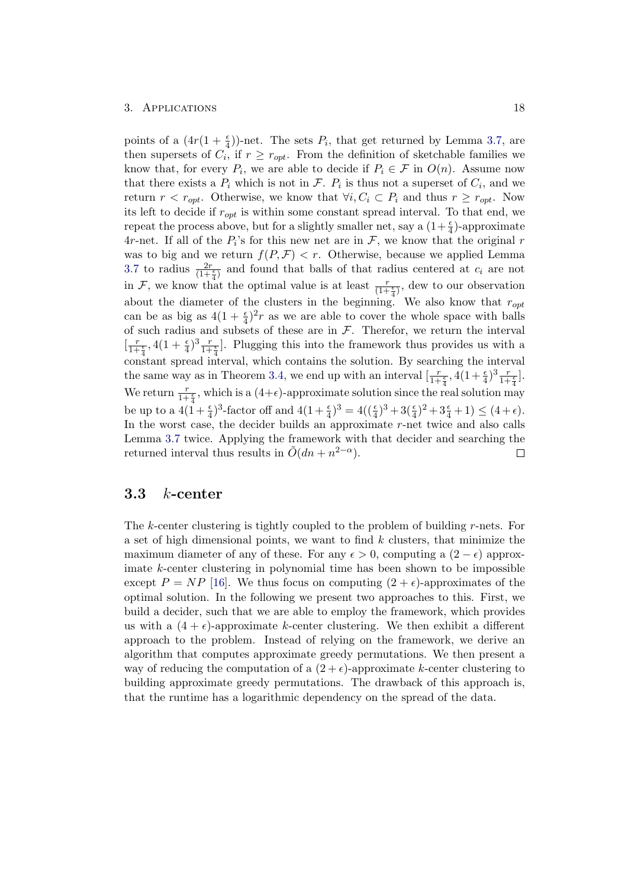points of a $(4r(1+\frac{\epsilon}{4}))$-net. The sets $P_i$, that get returned by Lemma 3.7, are then supersets of $C_i$, if $r \geq r_{opt}$. From the definition of sketchable families we know that, for every $P_i$, we are able to decide if $P_i \in \mathcal{F}$ in $O(n)$. Assume now that there exists a $P_i$ which is not in $\mathcal{F}$. $P_i$ is thus not a superset of $C_i$, and we return $r < r_{opt}$. Otherwise, we know that $\forall i, C_i \subset P_i$ and thus $r \geq r_{opt}$. Now its left to decide if $r_{opt}$ is within some constant spread interval. To that end, we repeat the process above, but for a slightly smaller net, say a $(1+\frac{\epsilon}{4})$-approximate $4r$-net. If all of the $P_i$'s for this new net are in $\mathcal{F}$, we know that the original $r$ was to big and we return $f(P, \mathcal{F}) < r$. Otherwise, because we applied Lemma 3.7 to radius $\frac{2r}{(1+\frac{\epsilon}{4})}$ and found that balls of that radius centered at $c_i$ are not in $\mathcal{F}$, we know that the optimal value is at least $\frac{r}{(1+\frac{\epsilon}{4})}$, dew to our observation about the diameter of the clusters in the beginning. We also know that $r_{opt}$ can be as big as $4(1+\frac{\epsilon}{4})^2 r$ as we are able to cover the whole space with balls of such radius and subsets of these are in $\mathcal{F}$. Therefor, we return the interval $[\frac{r}{1+\frac{\epsilon}{4}}, 4(1+\frac{\epsilon}{4})^3 \frac{r}{1+\frac{\epsilon}{4}}]$. Plugging this into the framework thus provides us with a constant spread interval, which contains the solution. By searching the interval the same way as in Theorem 3.4, we end up with an interval $[\frac{r}{1+\frac{\epsilon}{4}}, 4(1+\frac{\epsilon}{4})^3 \frac{r}{1+\frac{\epsilon}{4}}]$. We return $\frac{r}{1+\frac{\epsilon}{4}}$, which is a $(4+\epsilon)$-approximate solution since the real solution may be up to a $4(1+\frac{\epsilon}{4})^3$-factor off and $4(1+\frac{\epsilon}{4})^3 = 4((\frac{\epsilon}{4})^3 + 3(\frac{\epsilon}{4})^2 + 3\frac{\epsilon}{4} + 1) \leq (4+\epsilon)$. In the worst case, the decider builds an approximate $r$-net twice and also calls Lemma 3.7 twice. Applying the framework with that decider and searching the returned interval thus results in $\tilde{O}(dn + n^{2-\alpha})$. □

## 3.3 $k$-center

The $k$-center clustering is tightly coupled to the problem of building $r$-nets. For a set of high dimensional points, we want to find $k$ clusters, that minimize the maximum diameter of any of these. For any $\epsilon > 0$, computing a $(2-\epsilon)$ approximate $k$-center clustering in polynomial time has been shown to be impossible except $P = NP$ [16]. We thus focus on computing $(2+\epsilon)$-approximates of the optimal solution. In the following we present two approaches to this. First, we build a decider, such that we are able to employ the framework, which provides us with a $(4+\epsilon)$-approximate $k$-center clustering. We then exhibit a different approach to the problem. Instead of relying on the framework, we derive an algorithm that computes approximate greedy permutations. We then present a way of reducing the computation of a $(2+\epsilon)$-approximate $k$-center clustering to building approximate greedy permutations. The drawback of this approach is, that the runtime has a logarithmic dependency on the spread of the data.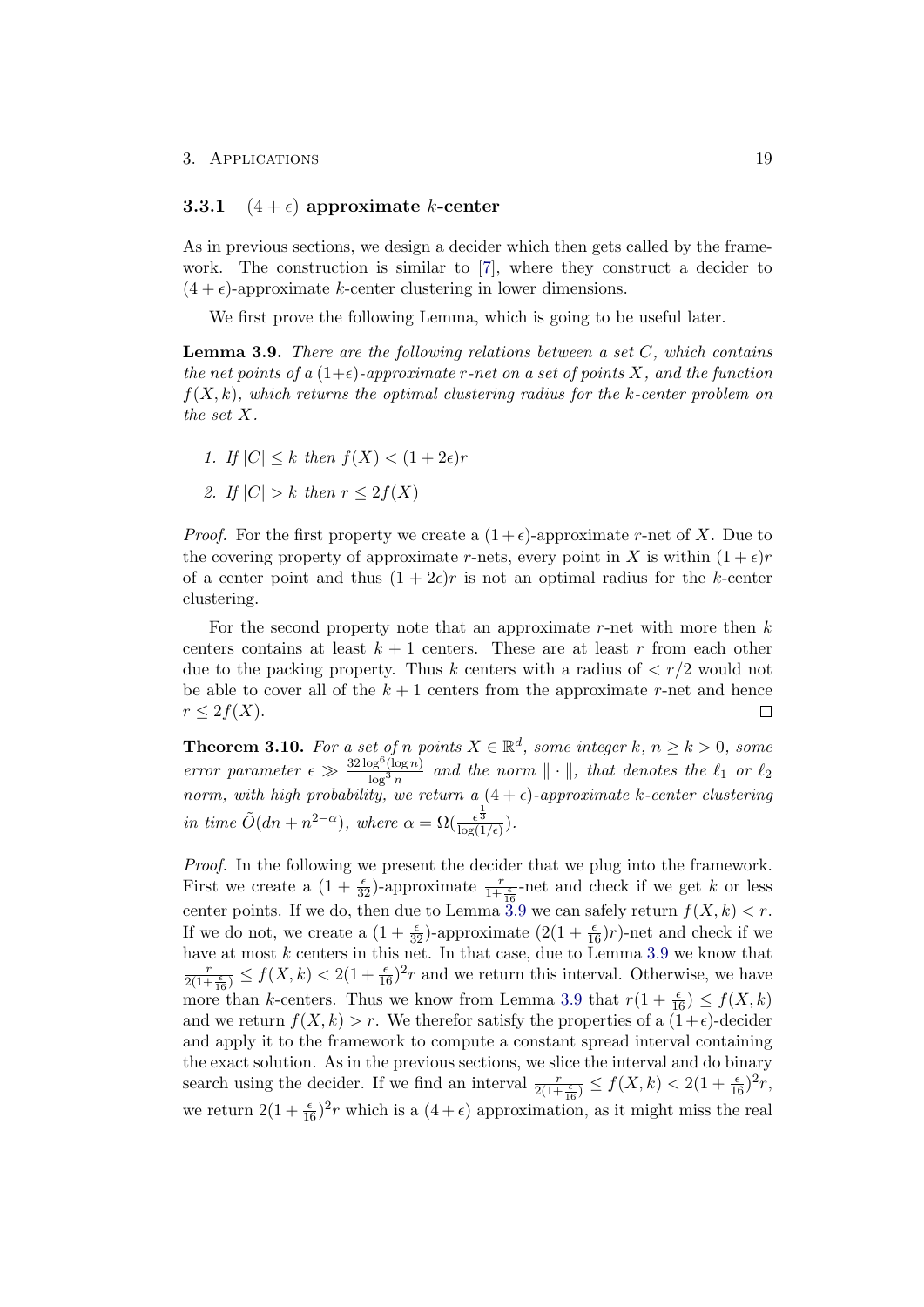### 3.3.1 $(4+\epsilon)$ approximate $k$-center

As in previous sections, we design a decider which then gets called by the framework. The construction is similar to [7], where they construct a decider to $(4+\epsilon)$-approximate $k$-center clustering in lower dimensions.

We first prove the following Lemma, which is going to be useful later.

**Lemma 3.9.** *There are the following relations between a set $C$, which contains the net points of a $(1+\epsilon)$-approximate $r$-net on a set of points $X$, and the function $f(X,k)$, which returns the optimal clustering radius for the $k$-center problem on the set $X$.*

1. *If $|C| \leq k$ then $f(X) < (1+2\epsilon)r$*
2. *If $|C| > k$ then $r \leq 2f(X)$*

*Proof.* For the first property we create a $(1+\epsilon)$-approximate $r$-net of $X$. Due to the covering property of approximate $r$-nets, every point in $X$ is within $(1+\epsilon)r$ of a center point and thus $(1+2\epsilon)r$ is not an optimal radius for the $k$-center clustering.

For the second property note that an approximate $r$-net with more then $k$ centers contains at least $k+1$ centers. These are at least $r$ from each other due to the packing property. Thus $k$ centers with a radius of $< r/2$ would not be able to cover all of the $k+1$ centers from the approximate $r$-net and hence $r \leq 2f(X)$. ∎

**Theorem 3.10.** *For a set of $n$ points $X \in \mathbb{R}^d$, some integer $k$, $n \geq k > 0$, some error parameter $\epsilon \gg \frac{32\log^6(\log n)}{\log^3 n}$ and the norm $\|\cdot\|$, that denotes the $\ell_1$ or $\ell_2$ norm, with high probability, we return a $(4+\epsilon)$-approximate $k$-center clustering in time $\tilde{O}(dn + n^{2-\alpha})$, where $\alpha = \Omega(\frac{\epsilon^{\frac{1}{3}}}{\log(1/\epsilon)})$.*

*Proof.* In the following we present the decider that we plug into the framework. First we create a $(1+\frac{\epsilon}{32})$-approximate $\frac{r}{1+\frac{\epsilon}{16}}$-net and check if we get $k$ or less center points. If we do, then due to Lemma 3.9 we can safely return $f(X,k) < r$. If we do not, we create a $(1+\frac{\epsilon}{32})$-approximate $(2(1+\frac{\epsilon}{16})r)$-net and check if we have at most $k$ centers in this net. In that case, due to Lemma 3.9 we know that $\frac{r}{2(1+\frac{\epsilon}{16})} \leq f(X,k) < 2(1+\frac{\epsilon}{16})^2 r$ and we return this interval. Otherwise, we have more than $k$-centers. Thus we know from Lemma 3.9 that $r(1+\frac{\epsilon}{16}) \leq f(X,k)$ and we return $f(X,k) > r$. We therefor satisfy the properties of a $(1+\epsilon)$-decider and apply it to the framework to compute a constant spread interval containing the exact solution. As in the previous sections, we slice the interval and do binary search using the decider. If we find an interval $\frac{r}{2(1+\frac{\epsilon}{16})} \leq f(X,k) < 2(1+\frac{\epsilon}{16})^2 r$, we return $2(1+\frac{\epsilon}{16})^2 r$ which is a $(4+\epsilon)$ approximation, as it might miss the real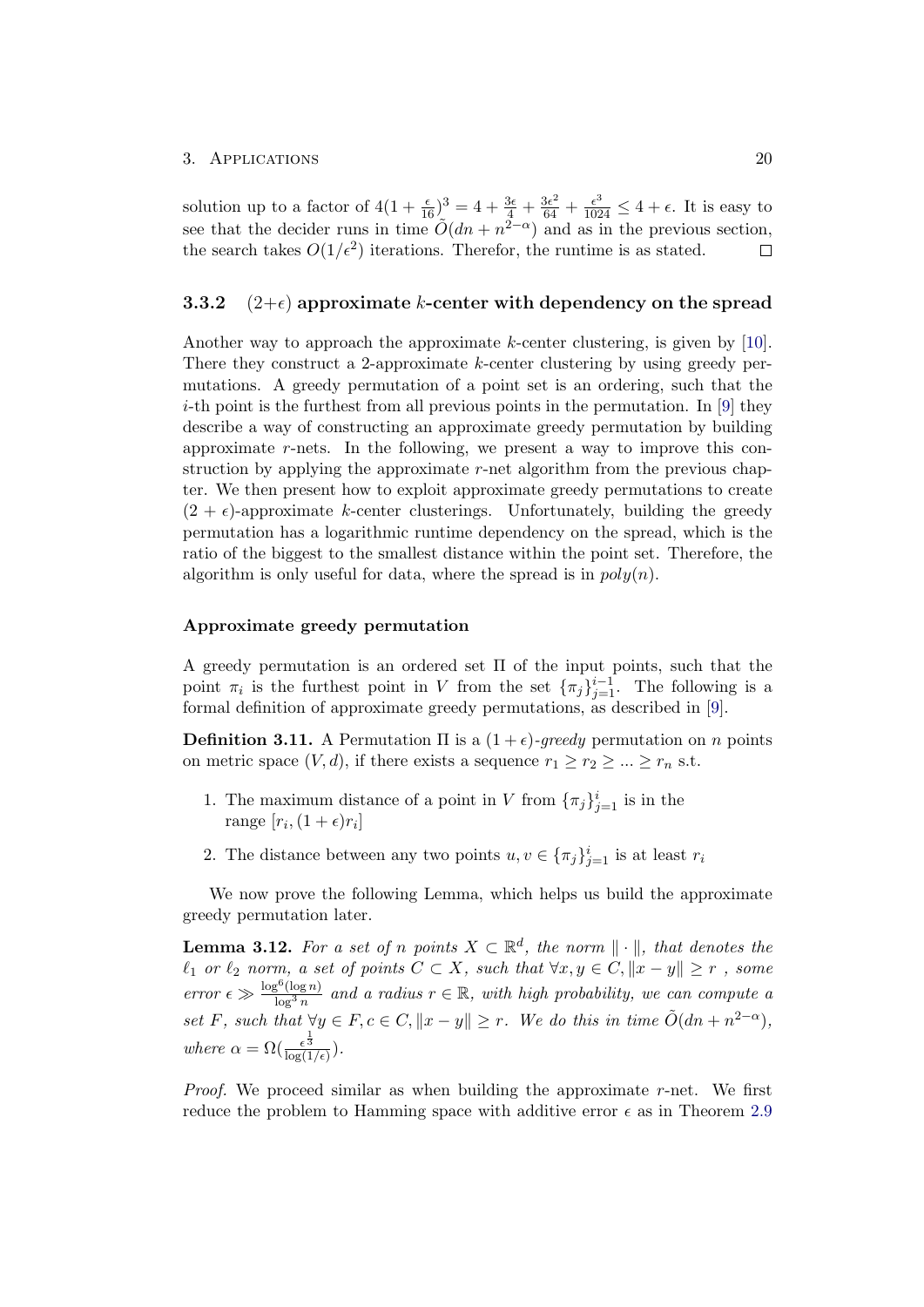solution up to a factor of $4(1+\frac{\epsilon}{16})^3 = 4 + \frac{3\epsilon}{4} + \frac{3\epsilon^2}{64} + \frac{\epsilon^3}{1024} \leq 4 + \epsilon$. It is easy to see that the decider runs in time $\tilde{O}(dn + n^{2-\alpha})$ and as in the previous section, the search takes $O(1/\epsilon^2)$ iterations. Therefor, the runtime is as stated. $\square$

### 3.3.2 $(2+\epsilon)$ approximate $k$-center with dependency on the spread

Another way to approach the approximate $k$-center clustering, is given by [10]. There they construct a 2-approximate $k$-center clustering by using greedy permutations. A greedy permutation of a point set is an ordering, such that the $i$-th point is the furthest from all previous points in the permutation. In [9] they describe a way of constructing an approximate greedy permutation by building approximate $r$-nets. In the following, we present a way to improve this construction by applying the approximate $r$-net algorithm from the previous chapter. We then present how to exploit approximate greedy permutations to create $(2+\epsilon)$-approximate $k$-center clusterings. Unfortunately, building the greedy permutation has a logarithmic runtime dependency on the spread, which is the ratio of the biggest to the smallest distance within the point set. Therefore, the algorithm is only useful for data, where the spread is in $poly(n)$.

#### Approximate greedy permutation

A greedy permutation is an ordered set $\Pi$ of the input points, such that the point $\pi_i$ is the furthest point in $V$ from the set $\{\pi_j\}_{j=1}^{i-1}$. The following is a formal definition of approximate greedy permutations, as described in [9].

**Definition 3.11.** A Permutation $\Pi$ is a $(1+\epsilon)$-*greedy* permutation on $n$ points on metric space $(V, d)$, if there exists a sequence $r_1 \geq r_2 \geq ... \geq r_n$ s.t.

1. The maximum distance of a point in $V$ from $\{\pi_j\}_{j=1}^{i}$ is in the range $[r_i, (1+\epsilon)r_i]$
2. The distance between any two points $u, v \in \{\pi_j\}_{j=1}^{i}$ is at least $r_i$

We now prove the following Lemma, which helps us build the approximate greedy permutation later.

**Lemma 3.12.** *For a set of $n$ points $X \subset \mathbb{R}^d$, the norm $\|\cdot\|$, that denotes the $\ell_1$ or $\ell_2$ norm, a set of points $C \subset X$, such that $\forall x, y \in C, \|x-y\| \geq r$ , some error $\epsilon \gg \frac{\log^6(\log n)}{\log^3 n}$ and a radius $r \in \mathbb{R}$, with high probability, we can compute a set $F$, such that $\forall y \in F, c \in C, \|x-y\| \geq r$. We do this in time $\tilde{O}(dn + n^{2-\alpha})$, where $\alpha = \Omega(\frac{\epsilon^{\frac{1}{3}}}{\log(1/\epsilon)})$.*

*Proof.* We proceed similar as when building the approximate $r$-net. We first reduce the problem to Hamming space with additive error $\epsilon$ as in Theorem 2.9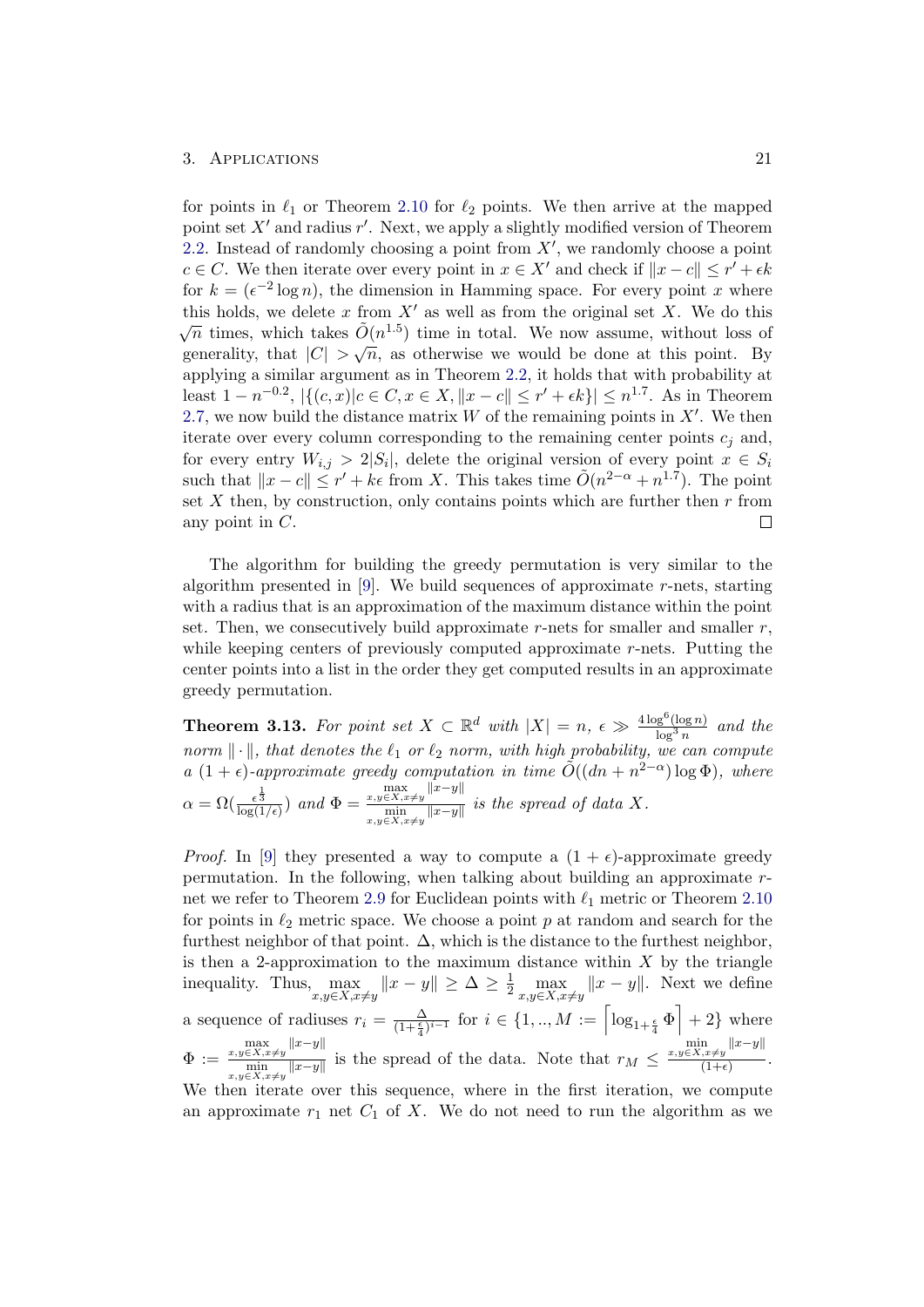for points in $\ell_1$ or Theorem 2.10 for $\ell_2$ points. We then arrive at the mapped point set $X'$ and radius $r'$. Next, we apply a slightly modified version of Theorem 2.2. Instead of randomly choosing a point from $X'$, we randomly choose a point $c \in C$. We then iterate over every point in $x \in X'$ and check if $\|x - c\| \leq r' + \epsilon k$ for $k = (\epsilon^{-2} \log n)$, the dimension in Hamming space. For every point $x$ where this holds, we delete $x$ from $X'$ as well as from the original set $X$. We do this $\sqrt{n}$ times, which takes $\tilde{O}(n^{1.5})$ time in total. We now assume, without loss of generality, that $|C| > \sqrt{n}$, as otherwise we would be done at this point. By applying a similar argument as in Theorem 2.2, it holds that with probability at least $1 - n^{-0.2}$, $|\{(c, x) | c \in C, x \in X, \|x - c\| \leq r' + \epsilon k\}| \leq n^{1.7}$. As in Theorem 2.7, we now build the distance matrix $W$ of the remaining points in $X'$. We then iterate over every column corresponding to the remaining center points $c_j$ and, for every entry $W_{i,j} > 2|S_i|$, delete the original version of every point $x \in S_i$ such that $\|x - c\| \leq r' + k\epsilon$ from $X$. This takes time $\tilde{O}(n^{2-\alpha} + n^{1.7})$. The point set $X$ then, by construction, only contains points which are further then $r$ from any point in $C$. $\square$

The algorithm for building the greedy permutation is very similar to the algorithm presented in [9]. We build sequences of approximate $r$-nets, starting with a radius that is an approximation of the maximum distance within the point set. Then, we consecutively build approximate $r$-nets for smaller and smaller $r$, while keeping centers of previously computed approximate $r$-nets. Putting the center points into a list in the order they get computed results in an approximate greedy permutation.

**Theorem 3.13.** *For point set $X \subset \mathbb{R}^d$ with $|X| = n$, $\epsilon \gg \frac{4 \log^6(\log n)}{\log^3 n}$ and the norm $\|\cdot\|$, that denotes the $\ell_1$ or $\ell_2$ norm, with high probability, we can compute a $(1+\epsilon)$-approximate greedy computation in time $\tilde{O}((dn + n^{2-\alpha}) \log \Phi)$, where $\alpha = \Omega(\frac{\epsilon^{\frac{1}{3}}}{\log(1/\epsilon)})$ and $\Phi = \frac{\max_{x,y \in X, x \neq y} \|x-y\|}{\min_{x,y \in X, x \neq y} \|x-y\|}$ is the spread of data $X$.*

*Proof.* In [9] they presented a way to compute a $(1+\epsilon)$-approximate greedy permutation. In the following, when talking about building an approximate $r$-net we refer to Theorem 2.9 for Euclidean points with $\ell_1$ metric or Theorem 2.10 for points in $\ell_2$ metric space. We choose a point $p$ at random and search for the furthest neighbor of that point. $\Delta$, which is the distance to the furthest neighbor, is then a 2-approximation to the maximum distance within $X$ by the triangle inequality. Thus, $\max_{x,y \in X, x \neq y} \|x - y\| \geq \Delta \geq \frac{1}{2} \max_{x,y \in X, x \neq y} \|x - y\|$. Next we define a sequence of radiuses $r_i = \frac{\Delta}{(1+\frac{\epsilon}{4})^{i-1}}$ for $i \in \{1, .., M := \left\lceil \log_{1+\frac{\epsilon}{4}} \Phi \right\rceil + 2\}$ where $\Phi := \frac{\max_{x,y \in X, x \neq y} \|x-y\|}{\min_{x,y \in X, x \neq y} \|x-y\|}$ is the spread of the data. Note that $r_M \leq \frac{\min_{x,y \in X, x \neq y} \|x-y\|}{(1+\epsilon)}$. We then iterate over this sequence, where in the first iteration, we compute an approximate $r_1$ net $C_1$ of $X$. We do not need to run the algorithm as we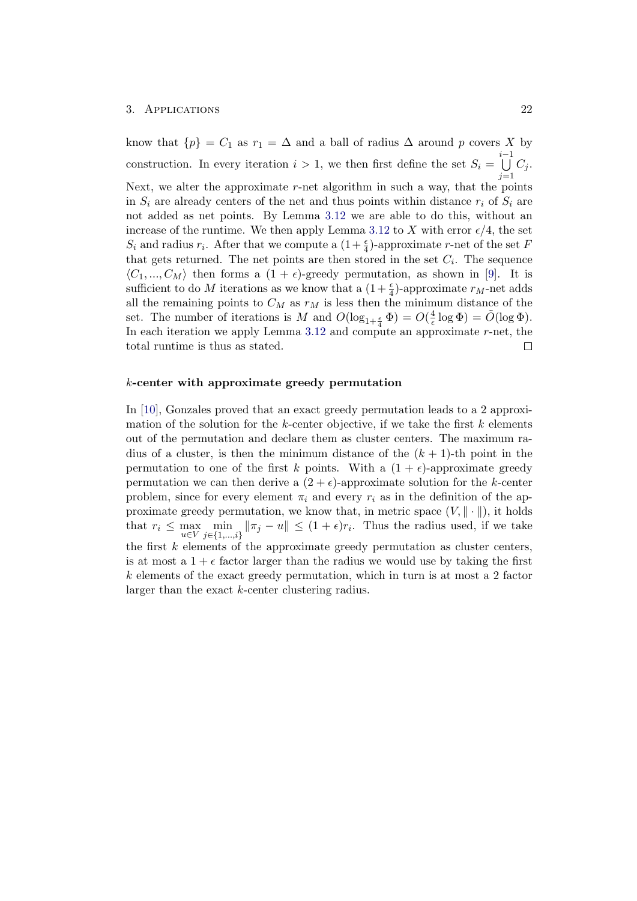know that $\{p\} = C_1$ as $r_1 = \Delta$ and a ball of radius $\Delta$ around $p$ covers $X$ by construction. In every iteration $i > 1$, we then first define the set $S_i = \bigcup_{j=1}^{i-1} C_j$. Next, we alter the approximate $r$-net algorithm in such a way, that the points in $S_i$ are already centers of the net and thus points within distance $r_i$ of $S_i$ are not added as net points. By Lemma 3.12 we are able to do this, without an increase of the runtime. We then apply Lemma 3.12 to $X$ with error $\epsilon/4$, the set $S_i$ and radius $r_i$. After that we compute a $(1+\frac{\epsilon}{4})$-approximate $r$-net of the set $F$ that gets returned. The net points are then stored in the set $C_i$. The sequence $\langle C_1, ..., C_M \rangle$ then forms a $(1+\epsilon)$-greedy permutation, as shown in [9]. It is sufficient to do $M$ iterations as we know that a $(1+\frac{\epsilon}{4})$-approximate $r_M$-net adds all the remaining points to $C_M$ as $r_M$ is less then the minimum distance of the set. The number of iterations is $M$ and $O(\log_{1+\frac{\epsilon}{4}} \Phi) = O(\frac{4}{\epsilon} \log \Phi) = \tilde{O}(\log \Phi)$. In each iteration we apply Lemma 3.12 and compute an approximate $r$-net, the total runtime is thus as stated. □

### $k$-center with approximate greedy permutation

In [10], Gonzales proved that an exact greedy permutation leads to a 2 approximation of the solution for the $k$-center objective, if we take the first $k$ elements out of the permutation and declare them as cluster centers. The maximum radius of a cluster, is then the minimum distance of the $(k+1)$-th point in the permutation to one of the first $k$ points. With a $(1+\epsilon)$-approximate greedy permutation we can then derive a $(2+\epsilon)$-approximate solution for the $k$-center problem, since for every element $\pi_i$ and every $r_i$ as in the definition of the approximate greedy permutation, we know that, in metric space $(V, \|\cdot\|)$, it holds that $r_i \leq \max_{u \in V} \min_{j \in \{1,...,i\}} \|\pi_j - u\| \leq (1+\epsilon) r_i$. Thus the radius used, if we take the first $k$ elements of the approximate greedy permutation as cluster centers, is at most a $1+\epsilon$ factor larger than the radius we would use by taking the first $k$ elements of the exact greedy permutation, which in turn is at most a 2 factor larger than the exact $k$-center clustering radius.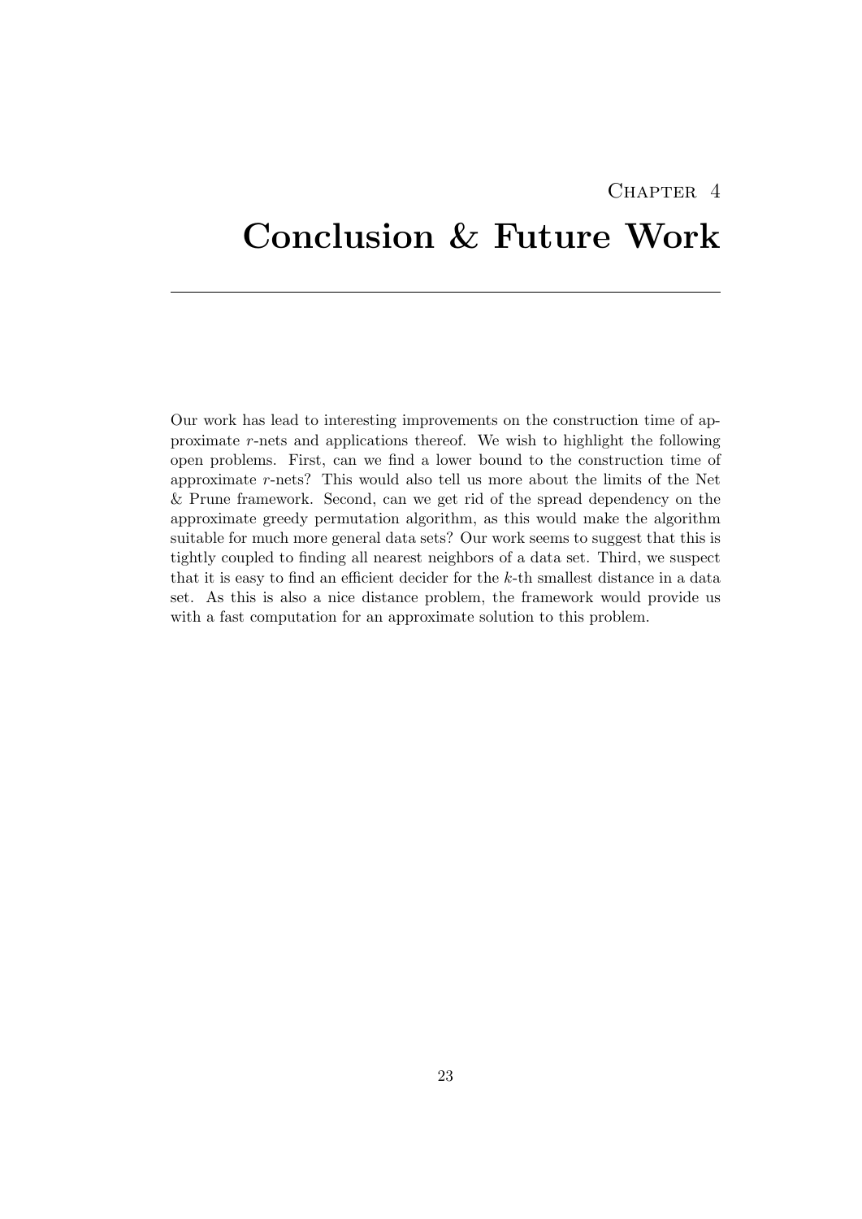# Chapter 4

# Conclusion & Future Work

Our work has lead to interesting improvements on the construction time of approximate $r$-nets and applications thereof. We wish to highlight the following open problems. First, can we find a lower bound to the construction time of approximate $r$-nets? This would also tell us more about the limits of the Net & Prune framework. Second, can we get rid of the spread dependency on the approximate greedy permutation algorithm, as this would make the algorithm suitable for much more general data sets? Our work seems to suggest that this is tightly coupled to finding all nearest neighbors of a data set. Third, we suspect that it is easy to find an efficient decider for the $k$-th smallest distance in a data set. As this is also a nice distance problem, the framework would provide us with a fast computation for an approximate solution to this problem.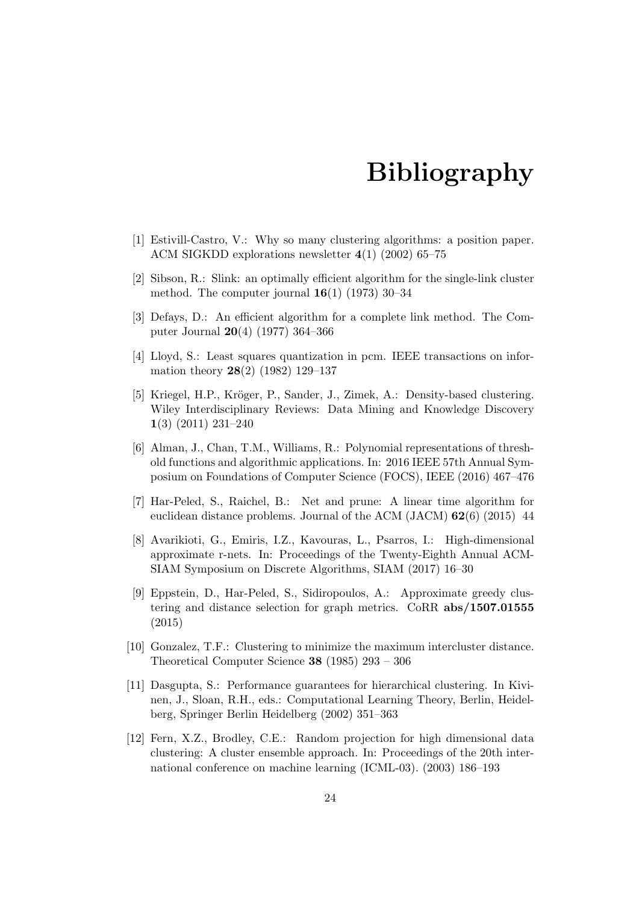# Bibliography

[1] Estivill-Castro, V.: Why so many clustering algorithms: a position paper. ACM SIGKDD explorations newsletter **4**(1) (2002) 65–75

[2] Sibson, R.: Slink: an optimally efficient algorithm for the single-link cluster method. The computer journal **16**(1) (1973) 30–34

[3] Defays, D.: An efficient algorithm for a complete link method. The Computer Journal **20**(4) (1977) 364–366

[4] Lloyd, S.: Least squares quantization in pcm. IEEE transactions on information theory **28**(2) (1982) 129–137

[5] Kriegel, H.P., Kröger, P., Sander, J., Zimek, A.: Density-based clustering. Wiley Interdisciplinary Reviews: Data Mining and Knowledge Discovery **1**(3) (2011) 231–240

[6] Alman, J., Chan, T.M., Williams, R.: Polynomial representations of threshold functions and algorithmic applications. In: 2016 IEEE 57th Annual Symposium on Foundations of Computer Science (FOCS), IEEE (2016) 467–476

[7] Har-Peled, S., Raichel, B.: Net and prune: A linear time algorithm for euclidean distance problems. Journal of the ACM (JACM) **62**(6) (2015) 44

[8] Avarikioti, G., Emiris, I.Z., Kavouras, L., Psarros, I.: High-dimensional approximate r-nets. In: Proceedings of the Twenty-Eighth Annual ACM-SIAM Symposium on Discrete Algorithms, SIAM (2017) 16–30

[9] Eppstein, D., Har-Peled, S., Sidiropoulos, A.: Approximate greedy clustering and distance selection for graph metrics. CoRR **abs/1507.01555** (2015)

[10] Gonzalez, T.F.: Clustering to minimize the maximum intercluster distance. Theoretical Computer Science **38** (1985) 293 – 306

[11] Dasgupta, S.: Performance guarantees for hierarchical clustering. In Kivinen, J., Sloan, R.H., eds.: Computational Learning Theory, Berlin, Heidelberg, Springer Berlin Heidelberg (2002) 351–363

[12] Fern, X.Z., Brodley, C.E.: Random projection for high dimensional data clustering: A cluster ensemble approach. In: Proceedings of the 20th international conference on machine learning (ICML-03). (2003) 186–193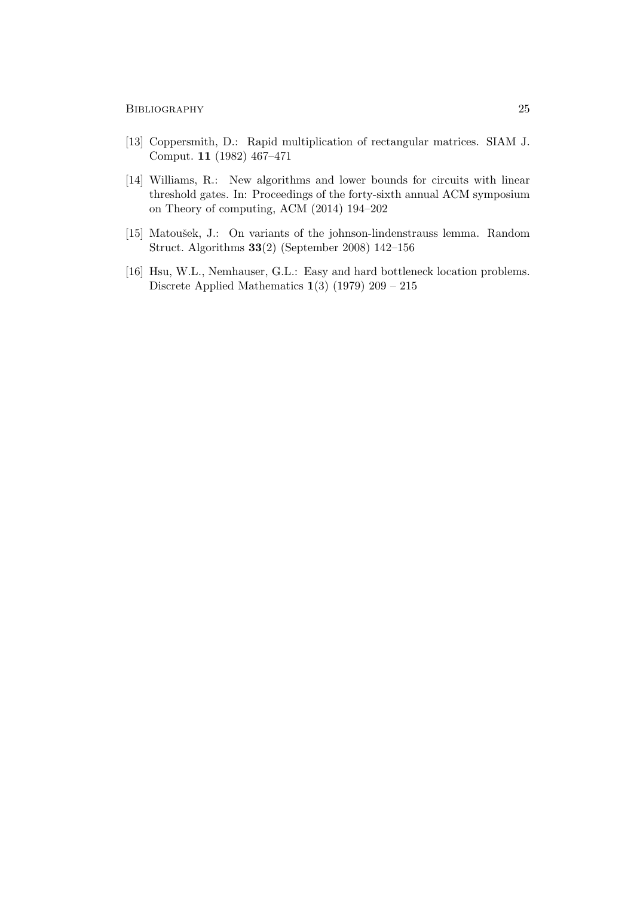[13] Coppersmith, D.: Rapid multiplication of rectangular matrices. SIAM J. Comput. **11** (1982) 467–471

[14] Williams, R.: New algorithms and lower bounds for circuits with linear threshold gates. In: Proceedings of the forty-sixth annual ACM symposium on Theory of computing, ACM (2014) 194–202

[15] Matoušek, J.: On variants of the johnson-lindenstrauss lemma. Random Struct. Algorithms **33**(2) (September 2008) 142–156

[16] Hsu, W.L., Nemhauser, G.L.: Easy and hard bottleneck location problems. Discrete Applied Mathematics **1**(3) (1979) 209 – 215